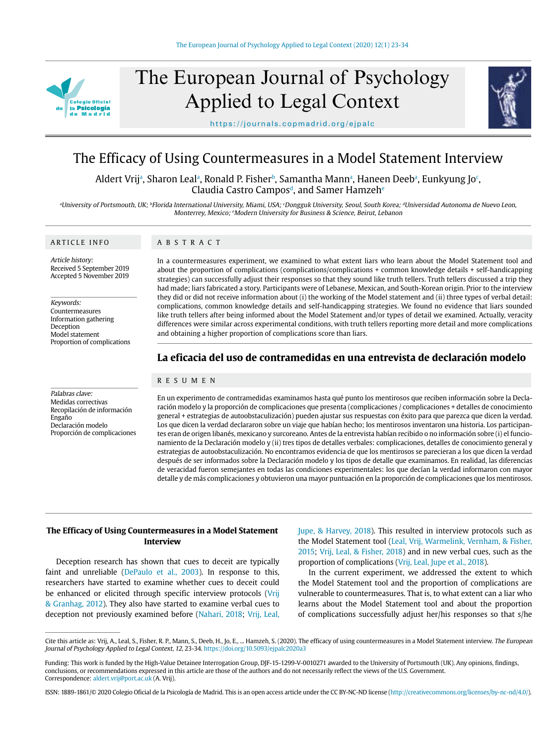# The Efficacy of Using Countermeasures in a Model Statement Interview

Aldert Vrij[a], Sharon Leal[a], Ronald P. Fisher[b], Samantha Mann[a], Haneen Deeb[a], Eunkyung Jo[c], Claudia Castro Campos[d], and Samer Hamzeh[e]

[a]University of Portsmouth, UK; [b]Florida International University, Miami, USA; [c]Dongguk University, Seoul, South Korea; [d]Universidad Autonoma de Nuevo Leon, Monterrey, Mexico; [e]Modern University for Business & Science, Beirut, Lebanon

## ARTICLE INFO

*Article history:*
Received 5 September 2019
Accepted 5 November 2019

*Keywords:*
Countermeasures
Information gathering
Deception
Model statement
Proportion of complications

## ABSTRACT

In a countermeasures experiment, we examined to what extent liars who learn about the Model Statement tool and about the proportion of complications (complications/complications + common knowledge details + self-handicapping strategies) can successfully adjust their responses so that they sound like truth tellers. Truth tellers discussed a trip they had made; liars fabricated a story. Participants were of Lebanese, Mexican, and South-Korean origin. Prior to the interview they did or did not receive information about (i) the working of the Model statement and (ii) three types of verbal detail: complications, common knowledge details and self-handicapping strategies. We found no evidence that liars sounded like truth tellers after being informed about the Model Statement and/or types of detail we examined. Actually, veracity differences were similar across experimental conditions, with truth tellers reporting more detail and more complications and obtaining a higher proportion of complications score than liars.

## La eficacia del uso de contramedidas en una entrevista de declaración modelo

*Palabras clave:*
Medidas correctivas
Recopilación de información
Engaño
Declaración modelo
Proporción de complicaciones

## RESUMEN

En un experimento de contramedidas examinamos hasta qué punto los mentirosos que reciben información sobre la Declaración modelo y la proporción de complicaciones que presenta (complicaciones / complicaciones + detalles de conocimiento general + estrategias de autoobstaculización) pueden ajustar sus respuestas con éxito para que parezca que dicen la verdad. Los que dicen la verdad declararon sobre un viaje que habían hecho; los mentirosos inventaron una historia. Los participantes eran de origen libanés, mexicano y surcoreano. Antes de la entrevista habían recibido o no información sobre (i) el funcionamiento de la Declaración modelo y (ii) tres tipos de detalles verbales: complicaciones, detalles de conocimiento general y estrategias de autoobstaculización. No encontramos evidencia de que los mentirosos se parecieran a los que dicen la verdad después de ser informados sobre la Declaración modelo y los tipos de detalle que examinamos. En realidad, las diferencias de veracidad fueron semejantes en todas las condiciones experimentales: los que decían la verdad informaron con mayor detalle y de más complicaciones y obtuvieron una mayor puntuación en la proporción de complicaciones que los mentirosos.

## The Efficacy of Using Countermeasures in a Model Statement Interview

Deception research has shown that cues to deceit are typically faint and unreliable (DePaulo et al., 2003). In response to this, researchers have started to examine whether cues to deceit could be enhanced or elicited through specific interview protocols (Vrij & Granhag, 2012). They also have started to examine verbal cues to deception not previously examined before (Nahari, 2018; Vrij, Leal, Jupe, & Harvey, 2018). This resulted in interview protocols such as the Model Statement tool (Leal, Vrij, Warmelink, Vernham, & Fisher, 2015; Vrij, Leal, & Fisher, 2018) and in new verbal cues, such as the proportion of complications (Vrij, Leal, Jupe et al., 2018).

In the current experiment, we addressed the extent to which the Model Statement tool and the proportion of complications are vulnerable to countermeasures. That is, to what extent can a liar who learns about the Model Statement tool and about the proportion of complications successfully adjust her/his responses so that s/he

Cite this article as: Vrij, A., Leal, S., Fisher, R. P., Mann, S., Deeb, H., Jo, E., ... Hamzeh, S. (2020). The efficacy of using countermeasures in a Model Statement interview. *The European Journal of Psychology Applied to Legal Context, 12*, 23-34. https://doi.org/10.5093/ejpalc2020a3

Funding: This work is funded by the High-Value Detainee Interrogation Group, DJF-15-1299-V-0010271 awarded to the University of Portsmouth (UK). Any opinions, findings, conclusions, or recommendations expressed in this article are those of the authors and do not necessarily reflect the views of the U.S. Government.
Correspondence: aldert.vrij@port.ac.uk (A. Vrij).

ISSN: 1889-1861/© 2020 Colegio Oficial de la Psicología de Madrid. This is an open access article under the CC BY-NC-ND license (http://creativecommons.org/licenses/by-nc-nd/4.0/).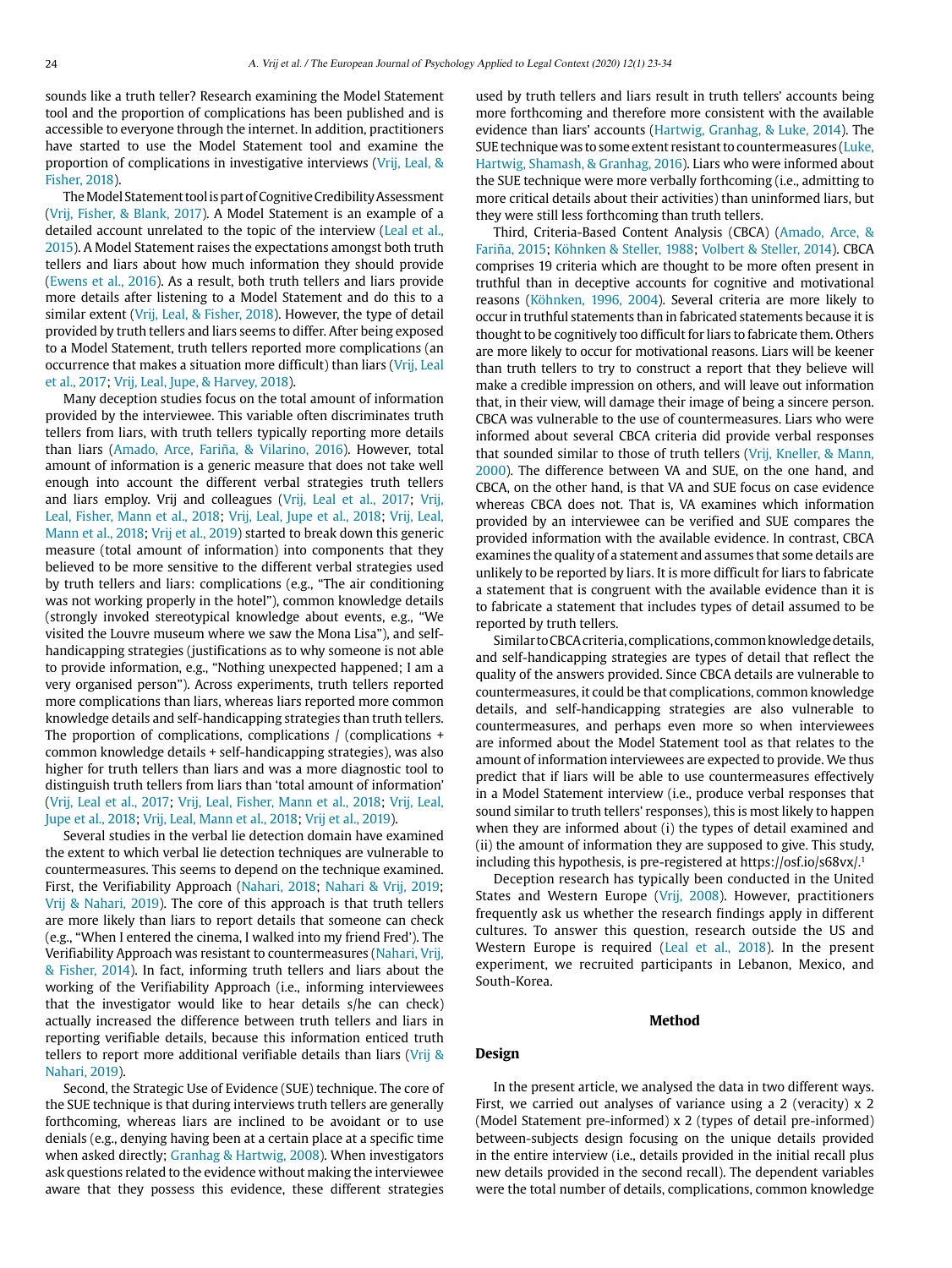sounds like a truth teller? Research examining the Model Statement tool and the proportion of complications has been published and is accessible to everyone through the internet. In addition, practitioners have started to use the Model Statement tool and examine the proportion of complications in investigative interviews (Vrij, Leal, & Fisher, 2018).

The Model Statement tool is part of Cognitive Credibility Assessment (Vrij, Fisher, & Blank, 2017). A Model Statement is an example of a detailed account unrelated to the topic of the interview (Leal et al., 2015). A Model Statement raises the expectations amongst both truth tellers and liars about how much information they should provide (Ewens et al., 2016). As a result, both truth tellers and liars provide more details after listening to a Model Statement and do this to a similar extent (Vrij, Leal, & Fisher, 2018). However, the type of detail provided by truth tellers and liars seems to differ. After being exposed to a Model Statement, truth tellers reported more complications (an occurrence that makes a situation more difficult) than liars (Vrij, Leal et al., 2017; Vrij, Leal, Jupe, & Harvey, 2018).

Many deception studies focus on the total amount of information provided by the interviewee. This variable often discriminates truth tellers from liars, with truth tellers typically reporting more details than liars (Amado, Arce, Fariña, & Vilarino, 2016). However, total amount of information is a generic measure that does not take well enough into account the different verbal strategies truth tellers and liars employ. Vrij and colleagues (Vrij, Leal et al., 2017; Vrij, Leal, Fisher, Mann et al., 2018; Vrij, Leal, Jupe et al., 2018; Vrij, Leal, Mann et al., 2018; Vrij et al., 2019) started to break down this generic measure (total amount of information) into components that they believed to be more sensitive to the different verbal strategies used by truth tellers and liars: complications (e.g., "The air conditioning was not working properly in the hotel"), common knowledge details (strongly invoked stereotypical knowledge about events, e.g., "We visited the Louvre museum where we saw the Mona Lisa"), and self-handicapping strategies (justifications as to why someone is not able to provide information, e.g., "Nothing unexpected happened; I am a very organised person"). Across experiments, truth tellers reported more complications than liars, whereas liars reported more common knowledge details and self-handicapping strategies than truth tellers. The proportion of complications, complications / (complications + common knowledge details + self-handicapping strategies), was also higher for truth tellers than liars and was a more diagnostic tool to distinguish truth tellers from liars than 'total amount of information' (Vrij, Leal et al., 2017; Vrij, Leal, Fisher, Mann et al., 2018; Vrij, Leal, Jupe et al., 2018; Vrij, Leal, Mann et al., 2018; Vrij et al., 2019).

Several studies in the verbal lie detection domain have examined the extent to which verbal lie detection techniques are vulnerable to countermeasures. This seems to depend on the technique examined. First, the Verifiability Approach (Nahari, 2018; Nahari & Vrij, 2019; Vrij & Nahari, 2019). The core of this approach is that truth tellers are more likely than liars to report details that someone can check (e.g., "When I entered the cinema, I walked into my friend Fred"). The Verifiability Approach was resistant to countermeasures (Nahari, Vrij, & Fisher, 2014). In fact, informing truth tellers and liars about the working of the Verifiability Approach (i.e., informing interviewees that the investigator would like to hear details s/he can check) actually increased the difference between truth tellers and liars in reporting verifiable details, because this information enticed truth tellers to report more additional verifiable details than liars (Vrij & Nahari, 2019).

Second, the Strategic Use of Evidence (SUE) technique. The core of the SUE technique is that during interviews truth tellers are generally forthcoming, whereas liars are inclined to be avoidant or to use denials (e.g., denying having been at a certain place at a specific time when asked directly; Granhag & Hartwig, 2008). When investigators ask questions related to the evidence without making the interviewee aware that they possess this evidence, these different strategies used by truth tellers and liars result in truth tellers' accounts being more forthcoming and therefore more consistent with the available evidence than liars' accounts (Hartwig, Granhag, & Luke, 2014). The SUE technique was to some extent resistant to countermeasures (Luke, Hartwig, Shamash, & Granhag, 2016). Liars who were informed about the SUE technique were more verbally forthcoming (i.e., admitting to more critical details about their activities) than uninformed liars, but they were still less forthcoming than truth tellers.

Third, Criteria-Based Content Analysis (CBCA) (Amado, Arce, & Fariña, 2015; Köhnken & Steller, 1988; Volbert & Steller, 2014). CBCA comprises 19 criteria which are thought to be more often present in truthful than in deceptive accounts for cognitive and motivational reasons (Köhnken, 1996, 2004). Several criteria are more likely to occur in truthful statements than in fabricated statements because it is thought to be cognitively too difficult for liars to fabricate them. Others are more likely to occur for motivational reasons. Liars will be keener than truth tellers to try to construct a report that they believe will make a credible impression on others, and will leave out information that, in their view, will damage their image of being a sincere person. CBCA was vulnerable to the use of countermeasures. Liars who were informed about several CBCA criteria did provide verbal responses that sounded similar to those of truth tellers (Vrij, Kneller, & Mann, 2000). The difference between VA and SUE, on the one hand, and CBCA, on the other hand, is that VA and SUE focus on case evidence whereas CBCA does not. That is, VA examines which information provided by an interviewee can be verified and SUE compares the provided information with the available evidence. In contrast, CBCA examines the quality of a statement and assumes that some details are unlikely to be reported by liars. It is more difficult for liars to fabricate a statement that is congruent with the available evidence than it is to fabricate a statement that includes types of detail assumed to be reported by truth tellers.

Similar to CBCA criteria, complications, common knowledge details, and self-handicapping strategies are types of detail that reflect the quality of the answers provided. Since CBCA details are vulnerable to countermeasures, it could be that complications, common knowledge details, and self-handicapping strategies are also vulnerable to countermeasures, and perhaps even more so when interviewees are informed about the Model Statement tool as that relates to the amount of information interviewees are expected to provide. We thus predict that if liars will be able to use countermeasures effectively in a Model Statement interview (i.e., produce verbal responses that sound similar to truth tellers' responses), this is most likely to happen when they are informed about (i) the types of detail examined and (ii) the amount of information they are supposed to give. This study, including this hypothesis, is pre-registered at https://osf.io/s68vx/.[1]

Deception research has typically been conducted in the United States and Western Europe (Vrij, 2008). However, practitioners frequently ask us whether the research findings apply in different cultures. To answer this question, research outside the US and Western Europe is required (Leal et al., 2018). In the present experiment, we recruited participants in Lebanon, Mexico, and South-Korea.

## Method

### Design

In the present article, we analysed the data in two different ways. First, we carried out analyses of variance using a 2 (veracity) x 2 (Model Statement pre-informed) x 2 (types of detail pre-informed) between-subjects design focusing on the unique details provided in the entire interview (i.e., details provided in the initial recall plus new details provided in the second recall). The dependent variables were the total number of details, complications, common knowledge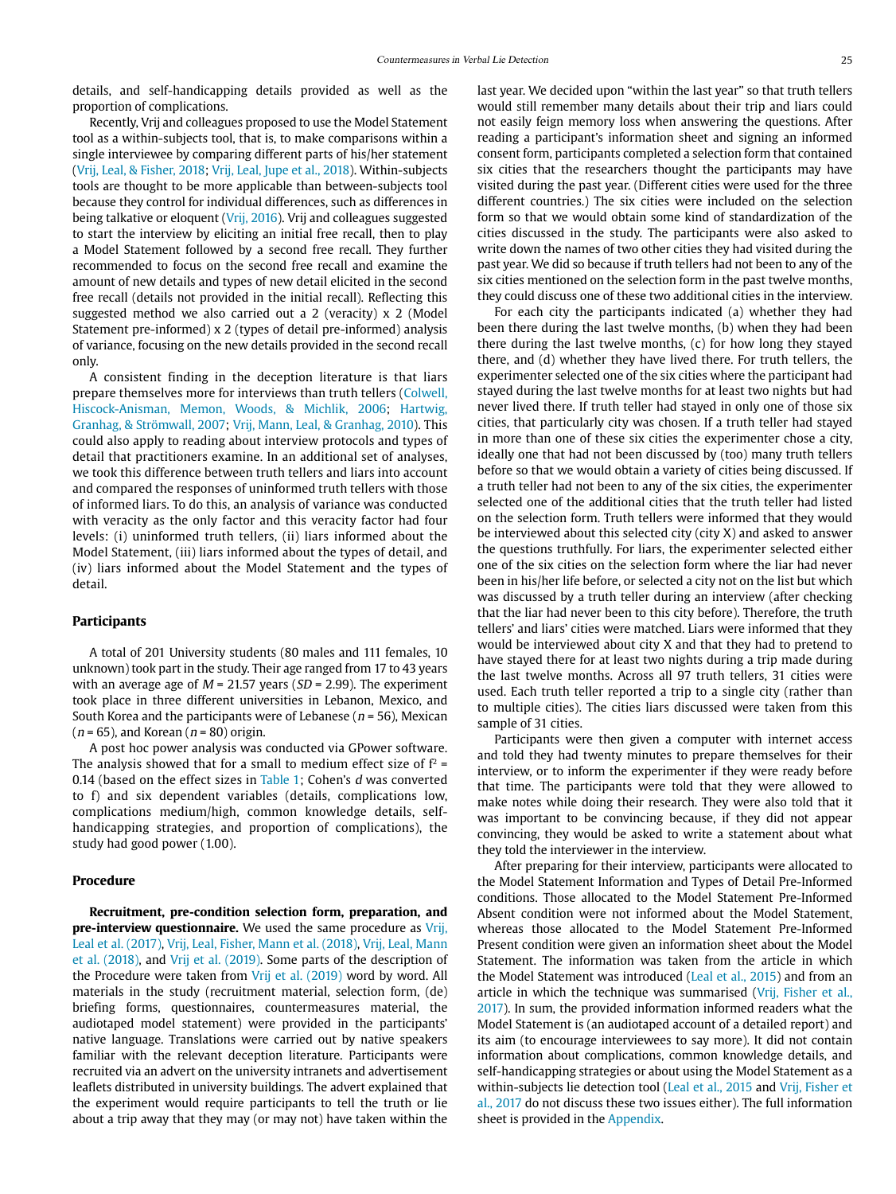details, and self-handicapping details provided as well as the proportion of complications.

Recently, Vrij and colleagues proposed to use the Model Statement tool as a within-subjects tool, that is, to make comparisons within a single interviewee by comparing different parts of his/her statement (Vrij, Leal, & Fisher, 2018; Vrij, Leal, Jupe et al., 2018). Within-subjects tools are thought to be more applicable than between-subjects tool because they control for individual differences, such as differences in being talkative or eloquent (Vrij, 2016). Vrij and colleagues suggested to start the interview by eliciting an initial free recall, then to play a Model Statement followed by a second free recall. They further recommended to focus on the second free recall and examine the amount of new details and types of new detail elicited in the second free recall (details not provided in the initial recall). Reflecting this suggested method we also carried out a 2 (veracity) x 2 (Model Statement pre-informed) x 2 (types of detail pre-informed) analysis of variance, focusing on the new details provided in the second recall only.

A consistent finding in the deception literature is that liars prepare themselves more for interviews than truth tellers (Colwell, Hiscock-Anisman, Memon, Woods, & Michlik, 2006; Hartwig, Granhag, & Strömwall, 2007; Vrij, Mann, Leal, & Granhag, 2010). This could also apply to reading about interview protocols and types of detail that practitioners examine. In an additional set of analyses, we took this difference between truth tellers and liars into account and compared the responses of uninformed truth tellers with those of informed liars. To do this, an analysis of variance was conducted with veracity as the only factor and this veracity factor had four levels: (i) uninformed truth tellers, (ii) liars informed about the Model Statement, (iii) liars informed about the types of detail, and (iv) liars informed about the Model Statement and the types of detail.

## Participants

A total of 201 University students (80 males and 111 females, 10 unknown) took part in the study. Their age ranged from 17 to 43 years with an average age of $M$ = 21.57 years ($SD$ = 2.99). The experiment took place in three different universities in Lebanon, Mexico, and South Korea and the participants were of Lebanese ($n$ = 56), Mexican ($n$ = 65), and Korean ($n$ = 80) origin.

A post hoc power analysis was conducted via GPower software. The analysis showed that for a small to medium effect size of $f^2$ = 0.14 (based on the effect sizes in Table 1; Cohen's $d$ was converted to f) and six dependent variables (details, complications low, complications medium/high, common knowledge details, self-handicapping strategies, and proportion of complications), the study had good power (1.00).

## Procedure

**Recruitment, pre-condition selection form, preparation, and pre-interview questionnaire.** We used the same procedure as Vrij, Leal et al. (2017), Vrij, Leal, Fisher, Mann et al. (2018), Vrij, Leal, Mann et al. (2018), and Vrij et al. (2019). Some parts of the description of the Procedure were taken from Vrij et al. (2019) word by word. All materials in the study (recruitment material, selection form, (de) briefing forms, questionnaires, countermeasures material, the audiotaped model statement) were provided in the participants' native language. Translations were carried out by native speakers familiar with the relevant deception literature. Participants were recruited via an advert on the university intranets and advertisement leaflets distributed in university buildings. The advert explained that the experiment would require participants to tell the truth or lie about a trip away that they may (or may not) have taken within the last year. We decided upon "within the last year" so that truth tellers would still remember many details about their trip and liars could not easily feign memory loss when answering the questions. After reading a participant's information sheet and signing an informed consent form, participants completed a selection form that contained six cities that the researchers thought the participants may have visited during the past year. (Different cities were used for the three different countries.) The six cities were included on the selection form so that we would obtain some kind of standardization of the cities discussed in the study. The participants were also asked to write down the names of two other cities they had visited during the past year. We did so because if truth tellers had not been to any of the six cities mentioned on the selection form in the past twelve months, they could discuss one of these two additional cities in the interview.

For each city the participants indicated (a) whether they had been there during the last twelve months, (b) when they had been there during the last twelve months, (c) for how long they stayed there, and (d) whether they have lived there. For truth tellers, the experimenter selected one of the six cities where the participant had stayed during the last twelve months for at least two nights but had never lived there. If truth teller had stayed in only one of those six cities, that particularly city was chosen. If a truth teller had stayed in more than one of these six cities the experimenter chose a city, ideally one that had not been discussed by (too) many truth tellers before so that we would obtain a variety of cities being discussed. If a truth teller had not been to any of the six cities, the experimenter selected one of the additional cities that the truth teller had listed on the selection form. Truth tellers were informed that they would be interviewed about this selected city (city X) and asked to answer the questions truthfully. For liars, the experimenter selected either one of the six cities on the selection form where the liar had never been in his/her life before, or selected a city not on the list but which was discussed by a truth teller during an interview (after checking that the liar had never been to this city before). Therefore, the truth tellers' and liars' cities were matched. Liars were informed that they would be interviewed about city X and that they had to pretend to have stayed there for at least two nights during a trip made during the last twelve months. Across all 97 truth tellers, 31 cities were used. Each truth teller reported a trip to a single city (rather than to multiple cities). The cities liars discussed were taken from this sample of 31 cities.

Participants were then given a computer with internet access and told they had twenty minutes to prepare themselves for their interview, or to inform the experimenter if they were ready before that time. The participants were told that they were allowed to make notes while doing their research. They were also told that it was important to be convincing because, if they did not appear convincing, they would be asked to write a statement about what they told the interviewer in the interview.

After preparing for their interview, participants were allocated to the Model Statement Information and Types of Detail Pre-Informed conditions. Those allocated to the Model Statement Pre-Informed Absent condition were not informed about the Model Statement, whereas those allocated to the Model Statement Pre-Informed Present condition were given an information sheet about the Model Statement. The information was taken from the article in which the Model Statement was introduced (Leal et al., 2015) and from an article in which the technique was summarised (Vrij, Fisher et al., 2017). In sum, the provided information informed readers what the Model Statement is (an audiotaped account of a detailed report) and its aim (to encourage interviewees to say more). It did not contain information about complications, common knowledge details, and self-handicapping strategies or about using the Model Statement as a within-subjects lie detection tool (Leal et al., 2015 and Vrij, Fisher et al., 2017 do not discuss these two issues either). The full information sheet is provided in the Appendix.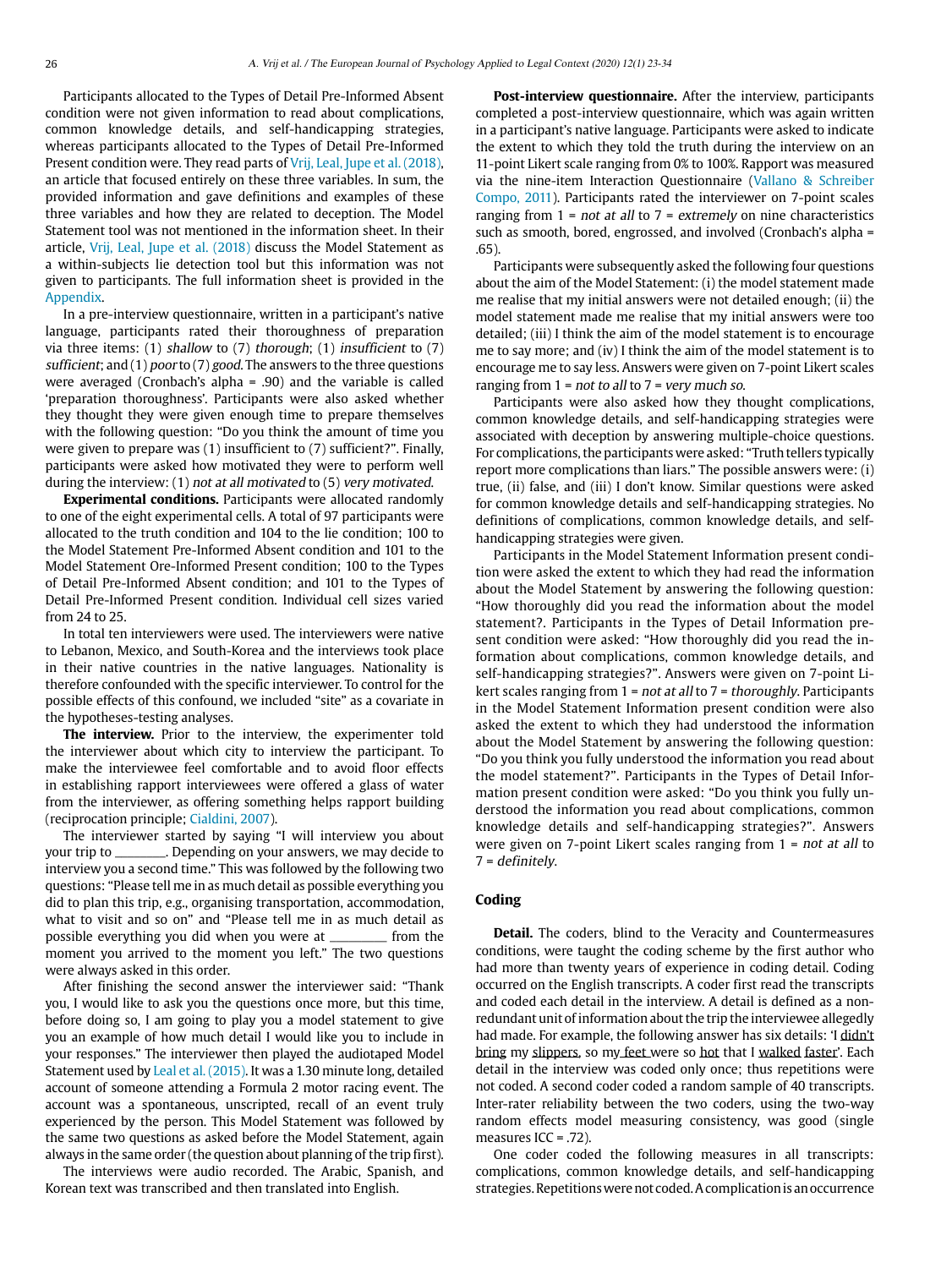Participants allocated to the Types of Detail Pre-Informed Absent condition were not given information to read about complications, common knowledge details, and self-handicapping strategies, whereas participants allocated to the Types of Detail Pre-Informed Present condition were. They read parts of Vrij, Leal, Jupe et al. (2018), an article that focused entirely on these three variables. In sum, the provided information and gave definitions and examples of these three variables and how they are related to deception. The Model Statement tool was not mentioned in the information sheet. In their article, Vrij, Leal, Jupe et al. (2018) discuss the Model Statement as a within-subjects lie detection tool but this information was not given to participants. The full information sheet is provided in the Appendix.

In a pre-interview questionnaire, written in a participant's native language, participants rated their thoroughness of preparation via three items: (1) *shallow* to (7) *thorough*; (1) *insufficient* to (7) *sufficient*; and (1) *poor* to (7) *good*. The answers to the three questions were averaged (Cronbach's alpha = .90) and the variable is called 'preparation thoroughness'. Participants were also asked whether they thought they were given enough time to prepare themselves with the following question: "Do you think the amount of time you were given to prepare was (1) insufficient to (7) sufficient?". Finally, participants were asked how motivated they were to perform well during the interview: (1) *not at all motivated* to (5) *very motivated*.

**Experimental conditions.** Participants were allocated randomly to one of the eight experimental cells. A total of 97 participants were allocated to the truth condition and 104 to the lie condition; 100 to the Model Statement Pre-Informed Absent condition and 101 to the Model Statement Ore-Informed Present condition; 100 to the Types of Detail Pre-Informed Absent condition; and 101 to the Types of Detail Pre-Informed Present condition. Individual cell sizes varied from 24 to 25.

In total ten interviewers were used. The interviewers were native to Lebanon, Mexico, and South-Korea and the interviews took place in their native countries in the native languages. Nationality is therefore confounded with the specific interviewer. To control for the possible effects of this confound, we included "site" as a covariate in the hypotheses-testing analyses.

**The interview.** Prior to the interview, the experimenter told the interviewer about which city to interview the participant. To make the interviewee feel comfortable and to avoid floor effects in establishing rapport interviewees were offered a glass of water from the interviewer, as offering something helps rapport building (reciprocation principle; Cialdini, 2007).

The interviewer started by saying "I will interview you about your trip to ________. Depending on your answers, we may decide to interview you a second time." This was followed by the following two questions: "Please tell me in as much detail as possible everything you did to plan this trip, e.g., organising transportation, accommodation, what to visit and so on" and "Please tell me in as much detail as possible everything you did when you were at _________ from the moment you arrived to the moment you left." The two questions were always asked in this order.

After finishing the second answer the interviewer said: "Thank you, I would like to ask you the questions once more, but this time, before doing so, I am going to play you a model statement to give you an example of how much detail I would like you to include in your responses." The interviewer then played the audiotaped Model Statement used by Leal et al. (2015). It was a 1.30 minute long, detailed account of someone attending a Formula 2 motor racing event. The account was a spontaneous, unscripted, recall of an event truly experienced by the person. This Model Statement was followed by the same two questions as asked before the Model Statement, again always in the same order (the question about planning of the trip first).

The interviews were audio recorded. The Arabic, Spanish, and Korean text was transcribed and then translated into English.

**Post-interview questionnaire.** After the interview, participants completed a post-interview questionnaire, which was again written in a participant's native language. Participants were asked to indicate the extent to which they told the truth during the interview on an 11-point Likert scale ranging from 0% to 100%. Rapport was measured via the nine-item Interaction Questionnaire (Vallano & Schreiber Compo, 2011). Participants rated the interviewer on 7-point scales ranging from 1 = *not at all* to 7 = *extremely* on nine characteristics such as smooth, bored, engrossed, and involved (Cronbach's alpha = .65).

Participants were subsequently asked the following four questions about the aim of the Model Statement: (i) the model statement made me realise that my initial answers were not detailed enough; (ii) the model statement made me realise that my initial answers were too detailed; (iii) I think the aim of the model statement is to encourage me to say more; and (iv) I think the aim of the model statement is to encourage me to say less. Answers were given on 7-point Likert scales ranging from 1 = *not to all* to 7 = *very much so*.

Participants were also asked how they thought complications, common knowledge details, and self-handicapping strategies were associated with deception by answering multiple-choice questions. For complications, the participants were asked: "Truth tellers typically report more complications than liars." The possible answers were: (i) true, (ii) false, and (iii) I don't know. Similar questions were asked for common knowledge details and self-handicapping strategies. No definitions of complications, common knowledge details, and self-handicapping strategies were given.

Participants in the Model Statement Information present condition were asked the extent to which they had read the information about the Model Statement by answering the following question: "How thoroughly did you read the information about the model statement?. Participants in the Types of Detail Information present condition were asked: "How thoroughly did you read the information about complications, common knowledge details, and self-handicapping strategies?". Answers were given on 7-point Likert scales ranging from 1 = *not at all* to 7 = *thoroughly*. Participants in the Model Statement Information present condition were also asked the extent to which they had understood the information about the Model Statement by answering the following question: "Do you think you fully understood the information you read about the model statement?". Participants in the Types of Detail Information present condition were asked: "Do you think you fully understood the information you read about complications, common knowledge details and self-handicapping strategies?". Answers were given on 7-point Likert scales ranging from 1 = *not at all* to 7 = *definitely*.

## Coding

**Detail.** The coders, blind to the Veracity and Countermeasures conditions, were taught the coding scheme by the first author who had more than twenty years of experience in coding detail. Coding occurred on the English transcripts. A coder first read the transcripts and coded each detail in the interview. A detail is defined as a non-redundant unit of information about the trip the interviewee allegedly had made. For example, the following answer has six details: 'I didn't bring my slippers, so my feet were so hot that I walked faster'. Each detail in the interview was coded only once; thus repetitions were not coded. A second coder coded a random sample of 40 transcripts. Inter-rater reliability between the two coders, using the two-way random effects model measuring consistency, was good (single measures ICC = .72).

One coder coded the following measures in all transcripts: complications, common knowledge details, and self-handicapping strategies. Repetitions were not coded. A complication is an occurrence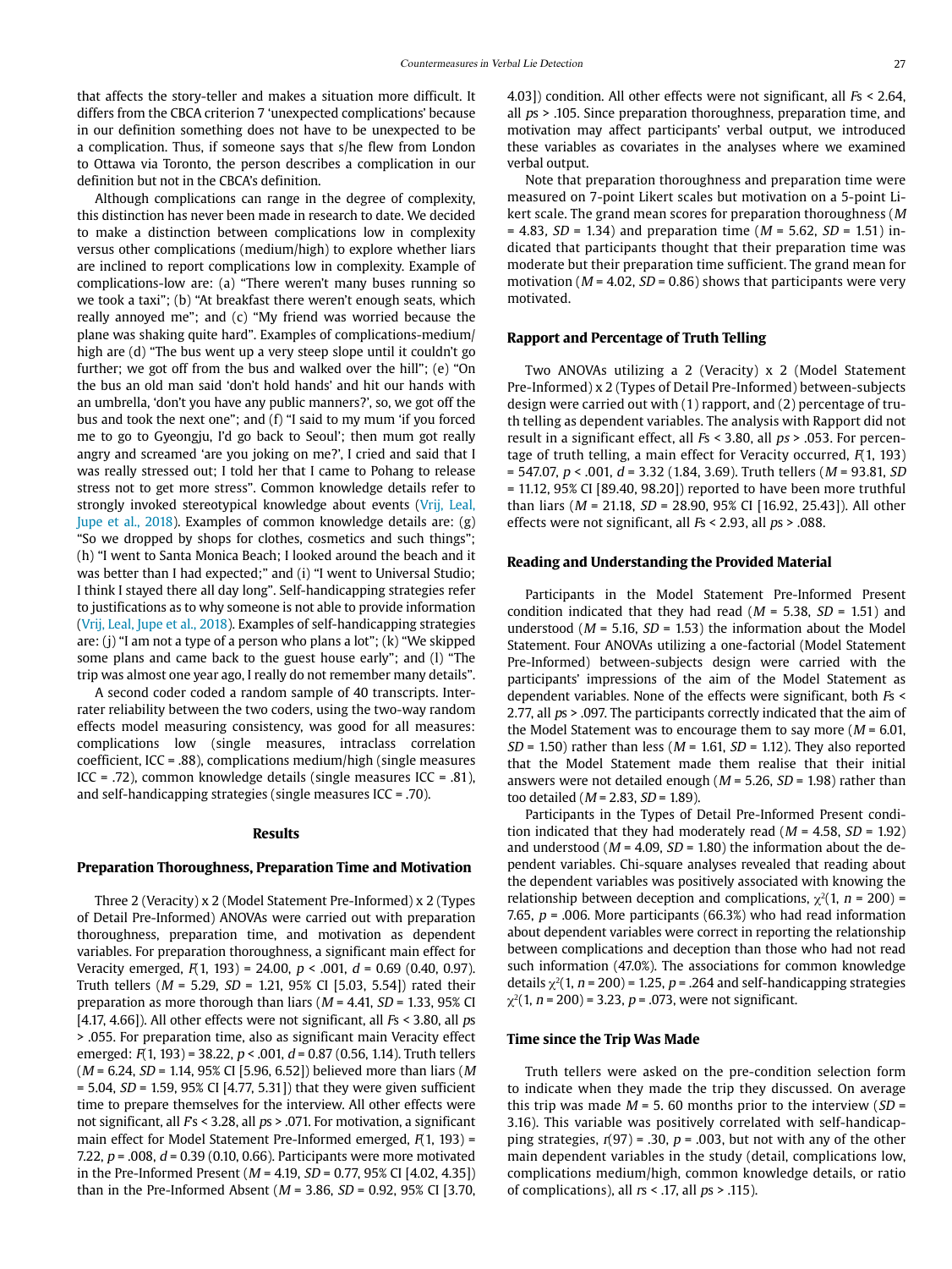that affects the story-teller and makes a situation more difficult. It differs from the CBCA criterion 7 'unexpected complications' because in our definition something does not have to be unexpected to be a complication. Thus, if someone says that s/he flew from London to Ottawa via Toronto, the person describes a complication in our definition but not in the CBCA's definition.

Although complications can range in the degree of complexity, this distinction has never been made in research to date. We decided to make a distinction between complications low in complexity versus other complications (medium/high) to explore whether liars are inclined to report complications low in complexity. Example of complications-low are: (a) "There weren't many buses running so we took a taxi"; (b) "At breakfast there weren't enough seats, which really annoyed me"; and (c) "My friend was worried because the plane was shaking quite hard". Examples of complications-medium/high are (d) "The bus went up a very steep slope until it couldn't go further; we got off from the bus and walked over the hill"; (e) "On the bus an old man said 'don't hold hands' and hit our hands with an umbrella, 'don't you have any public manners?', so, we got off the bus and took the next one"; and (f) "I said to my mum 'if you forced me to go to Gyeongju, I'd go back to Seoul'; then mum got really angry and screamed 'are you joking on me?', I cried and said that I was really stressed out; I told her that I came to Pohang to release stress not to get more stress". Common knowledge details refer to strongly invoked stereotypical knowledge about events (Vrij, Leal, Jupe et al., 2018). Examples of common knowledge details are: (g) "So we dropped by shops for clothes, cosmetics and such things"; (h) "I went to Santa Monica Beach; I looked around the beach and it was better than I had expected;" and (i) "I went to Universal Studio; I think I stayed there all day long". Self-handicapping strategies refer to justifications as to why someone is not able to provide information (Vrij, Leal, Jupe et al., 2018). Examples of self-handicapping strategies are: (j) "I am not a type of a person who plans a lot"; (k) "We skipped some plans and came back to the guest house early"; and (l) "The trip was almost one year ago, I really do not remember many details".

A second coder coded a random sample of 40 transcripts. Inter-rater reliability between the two coders, using the two-way random effects model measuring consistency, was good for all measures: complications low (single measures, intraclass correlation coefficient, ICC = .88), complications medium/high (single measures ICC = .72), common knowledge details (single measures ICC = .81), and self-handicapping strategies (single measures ICC = .70).

## Results

### Preparation Thoroughness, Preparation Time and Motivation

Three 2 (Veracity) x 2 (Model Statement Pre-Informed) x 2 (Types of Detail Pre-Informed) ANOVAs were carried out with preparation thoroughness, preparation time, and motivation as dependent variables. For preparation thoroughness, a significant main effect for Veracity emerged, $F(1, 193) = 24.00$, $p < .001$, $d = 0.69$ (0.40, 0.97). Truth tellers ($M = 5.29$, $SD = 1.21$, 95% CI [5.03, 5.54]) rated their preparation as more thorough than liars ($M = 4.41$, $SD = 1.33$, 95% CI [4.17, 4.66]). All other effects were not significant, all $F$s < 3.80, all $p$s > .055. For preparation time, also as significant main Veracity effect emerged: $F(1, 193) = 38.22$, $p < .001$, $d = 0.87$ (0.56, 1.14). Truth tellers ($M = 6.24$, $SD = 1.14$, 95% CI [5.96, 6.52]) believed more than liars ($M = 5.04$, $SD = 1.59$, 95% CI [4.77, 5.31]) that they were given sufficient time to prepare themselves for the interview. All other effects were not significant, all $F$s < 3.28, all $p$s > .071. For motivation, a significant main effect for Model Statement Pre-Informed emerged, $F(1, 193) = 7.22$, $p = .008$, $d = 0.39$ (0.10, 0.66). Participants were more motivated in the Pre-Informed Present ($M = 4.19$, $SD = 0.77$, 95% CI [4.02, 4.35]) than in the Pre-Informed Absent ($M = 3.86$, $SD = 0.92$, 95% CI [3.70, 4.03]) condition. All other effects were not significant, all $F$s < 2.64, all $p$s > .105. Since preparation thoroughness, preparation time, and motivation may affect participants' verbal output, we introduced these variables as covariates in the analyses where we examined verbal output.

Note that preparation thoroughness and preparation time were measured on 7-point Likert scales but motivation on a 5-point Likert scale. The grand mean scores for preparation thoroughness ($M = 4.83$, $SD = 1.34$) and preparation time ($M = 5.62$, $SD = 1.51$) indicated that participants thought that their preparation time was moderate but their preparation time sufficient. The grand mean for motivation ($M = 4.02$, $SD = 0.86$) shows that participants were very motivated.

### Rapport and Percentage of Truth Telling

Two ANOVAs utilizing a 2 (Veracity) x 2 (Model Statement Pre-Informed) x 2 (Types of Detail Pre-Informed) between-subjects design were carried out with (1) rapport, and (2) percentage of truth telling as dependent variables. The analysis with Rapport did not result in a significant effect, all $F$s < 3.80, all $ps$ > .053. For percentage of truth telling, a main effect for Veracity occurred, $F(1, 193) = 547.07$, $p < .001$, $d = 3.32$ (1.84, 3.69). Truth tellers ($M = 93.81$, $SD = 11.12$, 95% CI [89.40, 98.20]) reported to have been more truthful than liars ($M = 21.18$, $SD = 28.90$, 95% CI [16.92, 25.43]). All other effects were not significant, all $F$s < 2.93, all $p$s > .088.

### Reading and Understanding the Provided Material

Participants in the Model Statement Pre-Informed Present condition indicated that they had read ($M = 5.38$, $SD = 1.51$) and understood ($M = 5.16$, $SD = 1.53$) the information about the Model Statement. Four ANOVAs utilizing a one-factorial (Model Statement Pre-Informed) between-subjects design were carried with the participants' impressions of the aim of the Model Statement as dependent variables. None of the effects were significant, both $F$s < 2.77, all $p$s > .097. The participants correctly indicated that the aim of the Model Statement was to encourage them to say more ($M = 6.01$, $SD = 1.50$) rather than less ($M = 1.61$, $SD = 1.12$). They also reported that the Model Statement made them realise that their initial answers were not detailed enough ($M = 5.26$, $SD = 1.98$) rather than too detailed ($M = 2.83$, $SD = 1.89$).

Participants in the Types of Detail Pre-Informed Present condition indicated that they had moderately read ($M = 4.58$, $SD = 1.92$) and understood ($M = 4.09$, $SD = 1.80$) the information about the dependent variables. Chi-square analyses revealed that reading about the dependent variables was positively associated with knowing the relationship between deception and complications, $\chi^2(1, n = 200) = 7.65$, $p = .006$. More participants (66.3%) who had read information about dependent variables were correct in reporting the relationship between complications and deception than those who had not read such information (47.0%). The associations for common knowledge details $\chi^2(1, n = 200) = 1.25$, $p = .264$ and self-handicapping strategies $\chi^2(1, n = 200) = 3.23$, $p = .073$, were not significant.

### Time since the Trip Was Made

Truth tellers were asked on the pre-condition selection form to indicate when they made the trip they discussed. On average this trip was made $M = 5.60$ months prior to the interview ($SD = 3.16$). This variable was positively correlated with self-handicapping strategies, $r(97) = .30$, $p = .003$, but not with any of the other main dependent variables in the study (detail, complications low, complications medium/high, common knowledge details, or ratio of complications), all $r$s < .17, all $p$s > .115).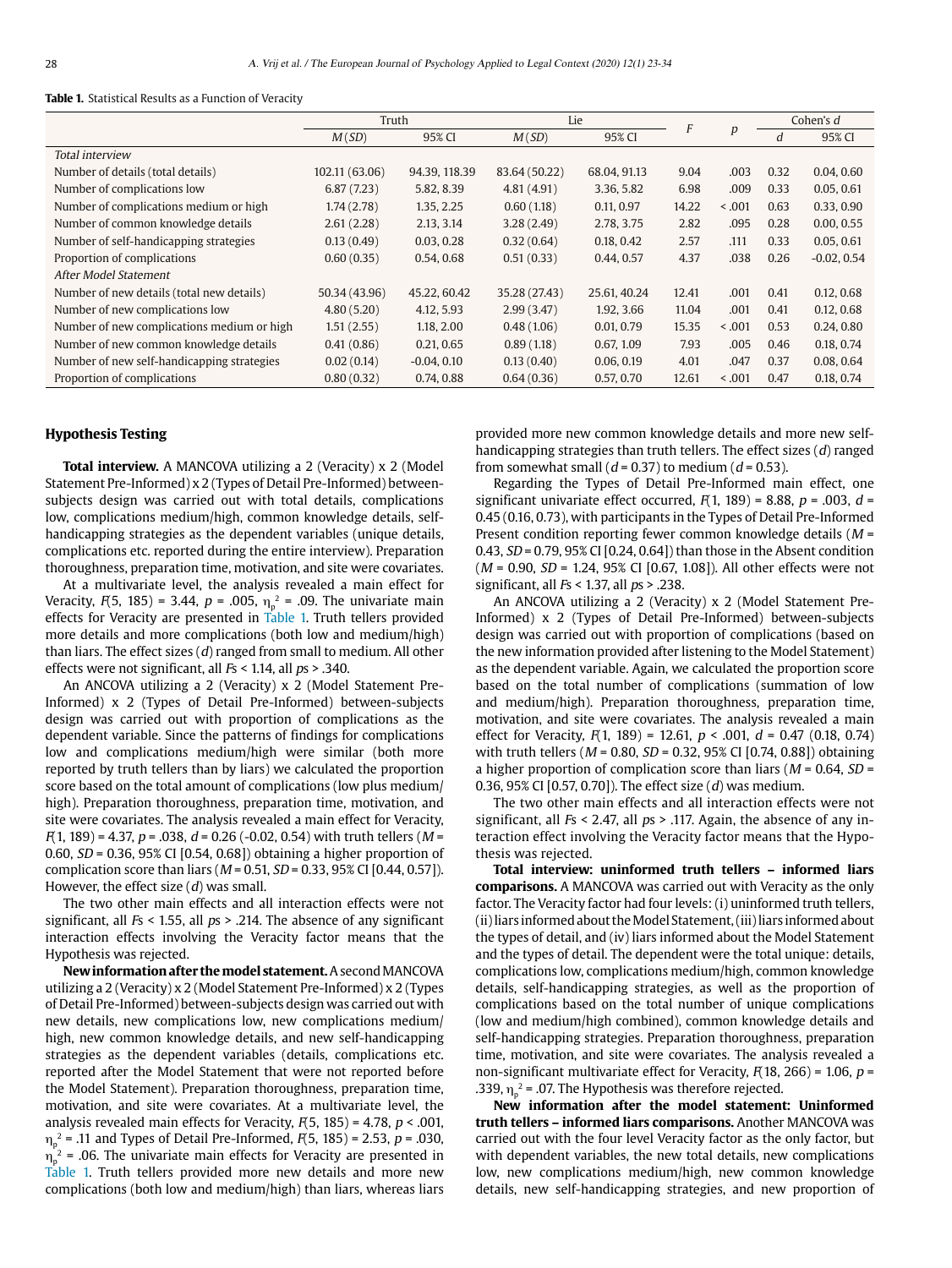**Table 1.** Statistical Results as a Function of Veracity

| | Truth | | Lie | | $F$ | $p$ | Cohen's $d$ | |
|---|---|---|---|---|---|---|---|---|
| | $M$ ($SD$) | 95% CI | $M$ ($SD$) | 95% CI | | | $d$ | 95% CI |
| *Total interview* | | | | | | | | |
| Number of details (total details) | 102.11 (63.06) | 94.39, 118.39 | 83.64 (50.22) | 68.04, 91.13 | 9.04 | .003 | 0.32 | 0.04, 0.60 |
| Number of complications low | 6.87 (7.23) | 5.82, 8.39 | 4.81 (4.91) | 3.36, 5.82 | 6.98 | .009 | 0.33 | 0.05, 0.61 |
| Number of complications medium or high | 1.74 (2.78) | 1.35, 2.25 | 0.60 (1.18) | 0.11, 0.97 | 14.22 | < .001 | 0.63 | 0.33, 0.90 |
| Number of common knowledge details | 2.61 (2.28) | 2.13, 3.14 | 3.28 (2.49) | 2.78, 3.75 | 2.82 | .095 | 0.28 | 0.00, 0.55 |
| Number of self-handicapping strategies | 0.13 (0.49) | 0.03, 0.28 | 0.32 (0.64) | 0.18, 0.42 | 2.57 | .111 | 0.33 | 0.05, 0.61 |
| Proportion of complications | 0.60 (0.35) | 0.54, 0.68 | 0.51 (0.33) | 0.44, 0.57 | 4.37 | .038 | 0.26 | -0.02, 0.54 |
| *After Model Statement* | | | | | | | | |
| Number of new details (total new details) | 50.34 (43.96) | 45.22, 60.42 | 35.28 (27.43) | 25.61, 40.24 | 12.41 | .001 | 0.41 | 0.12, 0.68 |
| Number of new complications low | 4.80 (5.20) | 4.12, 5.93 | 2.99 (3.47) | 1.92, 3.66 | 11.04 | .001 | 0.41 | 0.12, 0.68 |
| Number of new complications medium or high | 1.51 (2.55) | 1.18, 2.00 | 0.48 (1.06) | 0.01, 0.79 | 15.35 | < .001 | 0.53 | 0.24, 0.80 |
| Number of new common knowledge details | 0.41 (0.86) | 0.21, 0.65 | 0.89 (1.18) | 0.67, 1.09 | 7.93 | .005 | 0.46 | 0.18, 0.74 |
| Number of new self-handicapping strategies | 0.02 (0.14) | -0.04, 0.10 | 0.13 (0.40) | 0.06, 0.19 | 4.01 | .047 | 0.37 | 0.08, 0.64 |
| Proportion of complications | 0.80 (0.32) | 0.74, 0.88 | 0.64 (0.36) | 0.57, 0.70 | 12.61 | < .001 | 0.47 | 0.18, 0.74 |

### Hypothesis Testing

**Total interview.** A MANCOVA utilizing a 2 (Veracity) x 2 (Model Statement Pre-Informed) x 2 (Types of Detail Pre-Informed) between-subjects design was carried out with total details, complications low, complications medium/high, common knowledge details, self-handicapping strategies as the dependent variables (unique details, complications etc. reported during the entire interview). Preparation thoroughness, preparation time, motivation, and site were covariates.

At a multivariate level, the analysis revealed a main effect for Veracity, $F(5, 185) = 3.44$, $p = .005$, $\eta_p^2 = .09$. The univariate main effects for Veracity are presented in Table 1. Truth tellers provided more details and more complications (both low and medium/high) than liars. The effect sizes ($d$) ranged from small to medium. All other effects were not significant, all $Fs < 1.14$, all $ps > .340$.

An ANCOVA utilizing a 2 (Veracity) x 2 (Model Statement Pre-Informed) x 2 (Types of Detail Pre-Informed) between-subjects design was carried out with proportion of complications as the dependent variable. Since the patterns of findings for complications low and complications medium/high were similar (both more reported by truth tellers than by liars) we calculated the proportion score based on the total amount of complications (low plus medium/high). Preparation thoroughness, preparation time, motivation, and site were covariates. The analysis revealed a main effect for Veracity, $F(1, 189) = 4.37$, $p = .038$, $d = 0.26$ (-0.02, 0.54) with truth tellers ($M$ = 0.60, $SD$ = 0.36, 95% CI [0.54, 0.68]) obtaining a higher proportion of complication score than liars ($M$ = 0.51, $SD$ = 0.33, 95% CI [0.44, 0.57]). However, the effect size ($d$) was small.

The two other main effects and all interaction effects were not significant, all $Fs < 1.55$, all $ps > .214$. The absence of any significant interaction effects involving the Veracity factor means that the Hypothesis was rejected.

**New information after the model statement.** A second MANCOVA utilizing a 2 (Veracity) x 2 (Model Statement Pre-Informed) x 2 (Types of Detail Pre-Informed) between-subjects design was carried out with new details, new complications low, new complications medium/high, new common knowledge details, and new self-handicapping strategies as the dependent variables (details, complications etc. reported after the Model Statement that were not reported before the Model Statement). Preparation thoroughness, preparation time, motivation, and site were covariates. At a multivariate level, the analysis revealed main effects for Veracity, $F(5, 185) = 4.78$, $p < .001$, $\eta_p^2 = .11$ and Types of Detail Pre-Informed, $F(5, 185) = 2.53$, $p = .030$, $\eta_p^2 = .06$. The univariate main effects for Veracity are presented in Table 1. Truth tellers provided more new details and more new complications (both low and medium/high) than liars, whereas liars provided more new common knowledge details and more new self-handicapping strategies than truth tellers. The effect sizes ($d$) ranged from somewhat small ($d$ = 0.37) to medium ($d$ = 0.53).

Regarding the Types of Detail Pre-Informed main effect, one significant univariate effect occurred, $F(1, 189) = 8.88$, $p = .003$, $d$ = 0.45 (0.16, 0.73), with participants in the Types of Detail Pre-Informed Present condition reporting fewer common knowledge details ($M$ = 0.43, $SD$ = 0.79, 95% CI [0.24, 0.64]) than those in the Absent condition ($M$ = 0.90, $SD$ = 1.24, 95% CI [0.67, 1.08]). All other effects were not significant, all $Fs < 1.37$, all $ps > .238$.

An ANCOVA utilizing a 2 (Veracity) x 2 (Model Statement Pre-Informed) x 2 (Types of Detail Pre-Informed) between-subjects design was carried out with proportion of complications (based on the new information provided after listening to the Model Statement) as the dependent variable. Again, we calculated the proportion score based on the total number of complications (summation of low and medium/high). Preparation thoroughness, preparation time, motivation, and site were covariates. The analysis revealed a main effect for Veracity, $F(1, 189) = 12.61$, $p < .001$, $d = 0.47$ (0.18, 0.74) with truth tellers ($M$ = 0.80, $SD$ = 0.32, 95% CI [0.74, 0.88]) obtaining a higher proportion of complication score than liars ($M$ = 0.64, $SD$ = 0.36, 95% CI [0.57, 0.70]). The effect size ($d$) was medium.

The two other main effects and all interaction effects were not significant, all $Fs < 2.47$, all $ps > .117$. Again, the absence of any interaction effect involving the Veracity factor means that the Hypothesis was rejected.

**Total interview: uninformed truth tellers – informed liars comparisons.** A MANCOVA was carried out with Veracity as the only factor. The Veracity factor had four levels: (i) uninformed truth tellers, (ii) liars informed about the Model Statement, (iii) liars informed about the types of detail, and (iv) liars informed about the Model Statement and the types of detail. The dependent were the total unique: details, complications low, complications medium/high, common knowledge details, self-handicapping strategies, as well as the proportion of complications based on the total number of unique complications (low and medium/high combined), common knowledge details and self-handicapping strategies. Preparation thoroughness, preparation time, motivation, and site were covariates. The analysis revealed a non-significant multivariate effect for Veracity, $F(18, 266) = 1.06$, $p$ = .339, $\eta_p^2 = .07$. The Hypothesis was therefore rejected.

**New information after the model statement: Uninformed truth tellers – informed liars comparisons.** Another MANCOVA was carried out with the four level Veracity factor as the only factor, but with dependent variables, the new total details, new complications low, new complications medium/high, new common knowledge details, new self-handicapping strategies, and new proportion of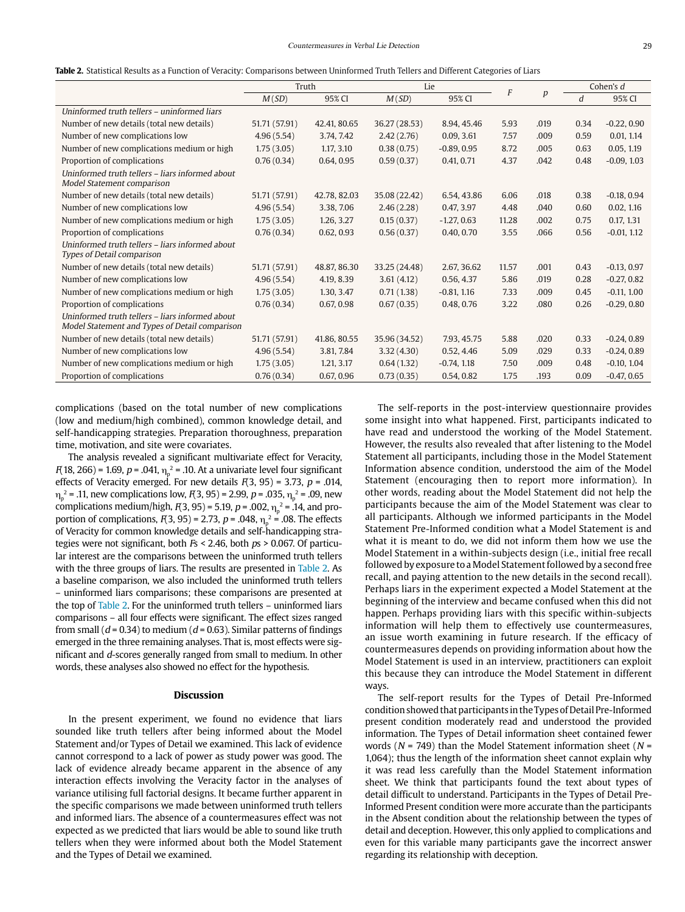**Table 2.** Statistical Results as a Function of Veracity: Comparisons between Uninformed Truth Tellers and Different Categories of Liars

| | Truth | | Lie | | $F$ | $p$ | Cohen's $d$ | |
|---|---|---|---|---|---|---|---|---|
| | $M$ ($SD$) | 95% CI | $M$ ($SD$) | 95% CI | | | $d$ | 95% CI |
| *Uninformed truth tellers – uninformed liars* | | | | | | | | |
| Number of new details (total new details) | 51.71 (57.91) | 42.41, 80.65 | 36.27 (28.53) | 8.94, 45.46 | 5.93 | .019 | 0.34 | -0.22, 0.90 |
| Number of new complications low | 4.96 (5.54) | 3.74, 7.42 | 2.42 (2.76) | 0.09, 3.61 | 7.57 | .009 | 0.59 | 0.01, 1.14 |
| Number of new complications medium or high | 1.75 (3.05) | 1.17, 3.10 | 0.38 (0.75) | -0.89, 0.95 | 8.72 | .005 | 0.63 | 0.05, 1.19 |
| Proportion of complications | 0.76 (0.34) | 0.64, 0.95 | 0.59 (0.37) | 0.41, 0.71 | 4.37 | .042 | 0.48 | -0.09, 1.03 |
| *Uninformed truth tellers – liars informed about Model Statement comparison* | | | | | | | | |
| Number of new details (total new details) | 51.71 (57.91) | 42.78, 82.03 | 35.08 (22.42) | 6.54, 43.86 | 6.06 | .018 | 0.38 | -0.18, 0.94 |
| Number of new complications low | 4.96 (5.54) | 3.38, 7.06 | 2.46 (2.28) | 0.47, 3.97 | 4.48 | .040 | 0.60 | 0.02, 1.16 |
| Number of new complications medium or high | 1.75 (3.05) | 1.26, 3.27 | 0.15 (0.37) | -1.27, 0.63 | 11.28 | .002 | 0.75 | 0.17, 1.31 |
| Proportion of complications | 0.76 (0.34) | 0.62, 0.93 | 0.56 (0.37) | 0.40, 0.70 | 3.55 | .066 | 0.56 | -0.01, 1.12 |
| *Uninformed truth tellers – liars informed about Types of Detail comparison* | | | | | | | | |
| Number of new details (total new details) | 51.71 (57.91) | 48.87, 86.30 | 33.25 (24.48) | 2.67, 36.62 | 11.57 | .001 | 0.43 | -0.13, 0.97 |
| Number of new complications low | 4.96 (5.54) | 4.19, 8.39 | 3.61 (4.12) | 0.56, 4.37 | 5.86 | .019 | 0.28 | -0.27, 0.82 |
| Number of new complications medium or high | 1.75 (3.05) | 1.30, 3.47 | 0.71 (1.38) | -0.81, 1.16 | 7.33 | .009 | 0.45 | -0.11, 1.00 |
| Proportion of complications | 0.76 (0.34) | 0.67, 0.98 | 0.67 (0.35) | 0.48, 0.76 | 3.22 | .080 | 0.26 | -0.29, 0.80 |
| *Uninformed truth tellers – liars informed about Model Statement and Types of Detail comparison* | | | | | | | | |
| Number of new details (total new details) | 51.71 (57.91) | 41.86, 80.55 | 35.96 (34.52) | 7.93, 45.75 | 5.88 | .020 | 0.33 | -0.24, 0.89 |
| Number of new complications low | 4.96 (5.54) | 3.81, 7.84 | 3.32 (4.30) | 0.52, 4.46 | 5.09 | .029 | 0.33 | -0.24, 0.89 |
| Number of new complications medium or high | 1.75 (3.05) | 1.21, 3.17 | 0.64 (1.32) | -0.74, 1.18 | 7.50 | .009 | 0.48 | -0.10, 1.04 |
| Proportion of complications | 0.76 (0.34) | 0.67, 0.96 | 0.73 (0.35) | 0.54, 0.82 | 1.75 | .193 | 0.09 | -0.47, 0.65 |

complications (based on the total number of new complications (low and medium/high combined), common knowledge detail, and self-handicapping strategies. Preparation thoroughness, preparation time, motivation, and site were covariates.

The analysis revealed a significant multivariate effect for Veracity, $F(18, 266) = 1.69$, $p = .041$, $\eta_p^2 = .10$. At a univariate level four significant effects of Veracity emerged. For new details $F(3, 95) = 3.73$, $p = .014$, $\eta_p^2 = .11$, new complications low, $F(3, 95) = 2.99$, $p = .035$, $\eta_p^2 = .09$, new complications medium/high, $F(3, 95) = 5.19$, $p = .002$, $\eta_p^2 = .14$, and proportion of complications, $F(3, 95) = 2.73$, $p = .048$, $\eta_p^2 = .08$. The effects of Veracity for common knowledge details and self-handicapping strategies were not significant, both $Fs < 2.46$, both $ps > 0.067$. Of particular interest are the comparisons between the uninformed truth tellers with the three groups of liars. The results are presented in Table 2. As a baseline comparison, we also included the uninformed truth tellers – uninformed liars comparisons; these comparisons are presented at the top of Table 2. For the uninformed truth tellers – uninformed liars comparisons – all four effects were significant. The effect sizes ranged from small ($d = 0.34$) to medium ($d = 0.63$). Similar patterns of findings emerged in the three remaining analyses. That is, most effects were significant and $d$-scores generally ranged from small to medium. In other words, these analyses also showed no effect for the hypothesis.

## Discussion

In the present experiment, we found no evidence that liars sounded like truth tellers after being informed about the Model Statement and/or Types of Detail we examined. This lack of evidence cannot correspond to a lack of power as study power was good. The lack of evidence already became apparent in the absence of any interaction effects involving the Veracity factor in the analyses of variance utilising full factorial designs. It became further apparent in the specific comparisons we made between uninformed truth tellers and informed liars. The absence of a countermeasures effect was not expected as we predicted that liars would be able to sound like truth tellers when they were informed about both the Model Statement and the Types of Detail we examined.

The self-reports in the post-interview questionnaire provides some insight into what happened. First, participants indicated to have read and understood the working of the Model Statement. However, the results also revealed that after listening to the Model Statement all participants, including those in the Model Statement Information absence condition, understood the aim of the Model Statement (encouraging then to report more information). In other words, reading about the Model Statement did not help the participants because the aim of the Model Statement was clear to all participants. Although we informed participants in the Model Statement Pre-Informed condition what a Model Statement is and what it is meant to do, we did not inform them how we use the Model Statement in a within-subjects design (i.e., initial free recall followed by exposure to a Model Statement followed by a second free recall, and paying attention to the new details in the second recall). Perhaps liars in the experiment expected a Model Statement at the beginning of the interview and became confused when this did not happen. Perhaps providing liars with this specific within-subjects information will help them to effectively use countermeasures, an issue worth examining in future research. If the efficacy of countermeasures depends on providing information about how the Model Statement is used in an interview, practitioners can exploit this because they can introduce the Model Statement in different ways.

The self-report results for the Types of Detail Pre-Informed condition showed that participants in the Types of Detail Pre-Informed present condition moderately read and understood the provided information. The Types of Detail information sheet contained fewer words ($N = 749$) than the Model Statement information sheet ($N = 1{,}064$); thus the length of the information sheet cannot explain why it was read less carefully than the Model Statement information sheet. We think that participants found the text about types of detail difficult to understand. Participants in the Types of Detail Pre-Informed Present condition were more accurate than the participants in the Absent condition about the relationship between the types of detail and deception. However, this only applied to complications and even for this variable many participants gave the incorrect answer regarding its relationship with deception.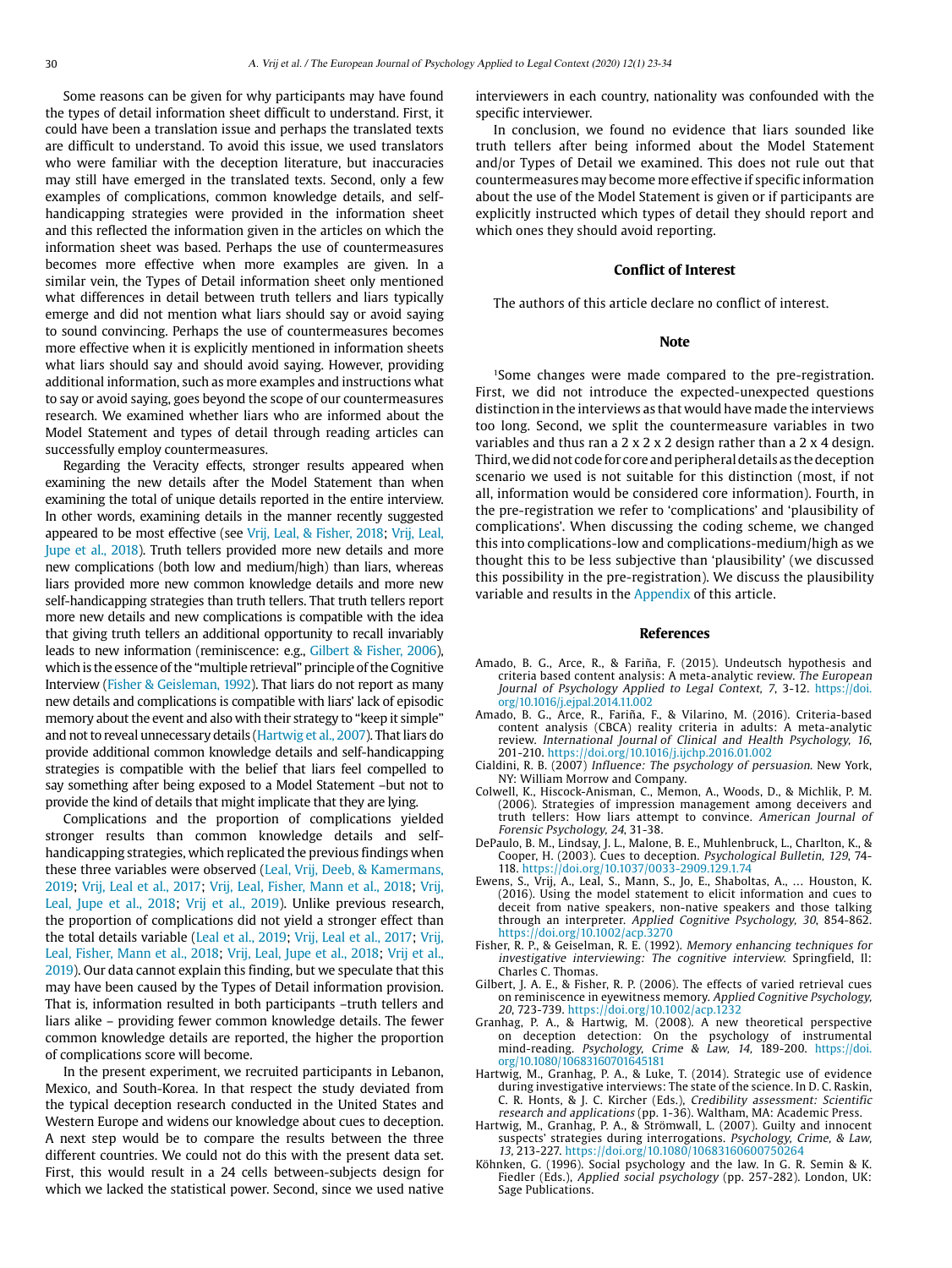Some reasons can be given for why participants may have found the types of detail information sheet difficult to understand. First, it could have been a translation issue and perhaps the translated texts are difficult to understand. To avoid this issue, we used translators who were familiar with the deception literature, but inaccuracies may still have emerged in the translated texts. Second, only a few examples of complications, common knowledge details, and self-handicapping strategies were provided in the information sheet and this reflected the information given in the articles on which the information sheet was based. Perhaps the use of countermeasures becomes more effective when more examples are given. In a similar vein, the Types of Detail information sheet only mentioned what differences in detail between truth tellers and liars typically emerge and did not mention what liars should say or avoid saying to sound convincing. Perhaps the use of countermeasures becomes more effective when it is explicitly mentioned in information sheets what liars should say and should avoid saying. However, providing additional information, such as more examples and instructions what to say or avoid saying, goes beyond the scope of our countermeasures research. We examined whether liars who are informed about the Model Statement and types of detail through reading articles can successfully employ countermeasures.

Regarding the Veracity effects, stronger results appeared when examining the new details after the Model Statement than when examining the total of unique details reported in the entire interview. In other words, examining details in the manner recently suggested appeared to be most effective (see Vrij, Leal, & Fisher, 2018; Vrij, Leal, Jupe et al., 2018). Truth tellers provided more new details and more new complications (both low and medium/high) than liars, whereas liars provided more new common knowledge details and more new self-handicapping strategies than truth tellers. That truth tellers report more new details and new complications is compatible with the idea that giving truth tellers an additional opportunity to recall invariably leads to new information (reminiscence: e.g., Gilbert & Fisher, 2006), which is the essence of the "multiple retrieval" principle of the Cognitive Interview (Fisher & Geisleman, 1992). That liars do not report as many new details and complications is compatible with liars' lack of episodic memory about the event and also with their strategy to "keep it simple" and not to reveal unnecessary details (Hartwig et al., 2007). That liars do provide additional common knowledge details and self-handicapping strategies is compatible with the belief that liars feel compelled to say something after being exposed to a Model Statement –but not to provide the kind of details that might implicate that they are lying.

Complications and the proportion of complications yielded stronger results than common knowledge details and self-handicapping strategies, which replicated the previous findings when these three variables were observed (Leal, Vrij, Deeb, & Kamermans, 2019; Vrij, Leal et al., 2017; Vrij, Leal, Fisher, Mann et al., 2018; Vrij, Leal, Jupe et al., 2018; Vrij et al., 2019). Unlike previous research, the proportion of complications did not yield a stronger effect than the total details variable (Leal et al., 2019; Vrij, Leal et al., 2017; Vrij, Leal, Fisher, Mann et al., 2018; Vrij, Leal, Jupe et al., 2018; Vrij et al., 2019). Our data cannot explain this finding, but we speculate that this may have been caused by the Types of Detail information provision. That is, information resulted in both participants –truth tellers and liars alike – providing fewer common knowledge details. The fewer common knowledge details are reported, the higher the proportion of complications score will become.

In the present experiment, we recruited participants in Lebanon, Mexico, and South-Korea. In that respect the study deviated from the typical deception research conducted in the United States and Western Europe and widens our knowledge about cues to deception. A next step would be to compare the results between the three different countries. We could not do this with the present data set. First, this would result in a 24 cells between-subjects design for which we lacked the statistical power. Second, since we used native interviewers in each country, nationality was confounded with the specific interviewer.

In conclusion, we found no evidence that liars sounded like truth tellers after being informed about the Model Statement and/or Types of Detail we examined. This does not rule out that countermeasures may become more effective if specific information about the use of the Model Statement is given or if participants are explicitly instructed which types of detail they should report and which ones they should avoid reporting.

## Conflict of Interest

The authors of this article declare no conflict of interest.

## Note

[1]Some changes were made compared to the pre-registration. First, we did not introduce the expected-unexpected questions distinction in the interviews as that would have made the interviews too long. Second, we split the countermeasure variables in two variables and thus ran a 2 x 2 x 2 design rather than a 2 x 4 design. Third, we did not code for core and peripheral details as the deception scenario we used is not suitable for this distinction (most, if not all, information would be considered core information). Fourth, in the pre-registration we refer to 'complications' and 'plausibility of complications'. When discussing the coding scheme, we changed this into complications-low and complications-medium/high as we thought this to be less subjective than 'plausibility' (we discussed this possibility in the pre-registration). We discuss the plausibility variable and results in the Appendix of this article.

## References

Amado, B. G., Arce, R., & Fariña, F. (2015). Undeutsch hypothesis and criteria based content analysis: A meta-analytic review. *The European Journal of Psychology Applied to Legal Context, 7*, 3-12. https://doi.org/10.1016/j.ejpal.2014.11.002

Amado, B. G., Arce, R., Fariña, F., & Vilarino, M. (2016). Criteria-based content analysis (CBCA) reality criteria in adults: A meta-analytic review. *International Journal of Clinical and Health Psychology, 16*, 201-210. https://doi.org/10.1016/j.ijchp.2016.01.002

Cialdini, R. B. (2007) *Influence: The psychology of persuasion*. New York, NY: William Morrow and Company.

Colwell, K., Hiscock-Anisman, C., Memon, A., Woods, D., & Michlik, P. M. (2006). Strategies of impression management among deceivers and truth tellers: How liars attempt to convince. *American Journal of Forensic Psychology, 24*, 31-38.

DePaulo, B. M., Lindsay, J. L., Malone, B. E., Muhlenbruck, L., Charlton, K., & Cooper, H. (2003). Cues to deception. *Psychological Bulletin, 129*, 74-118. https://doi.org/10.1037/0033-2909.129.1.74

Ewens, S., Vrij, A., Leal, S., Mann, S., Jo, E., Shaboltas, A., … Houston, K. (2016). Using the model statement to elicit information and cues to deceit from native speakers, non-native speakers and those talking through an interpreter. *Applied Cognitive Psychology, 30*, 854-862. https://doi.org/10.1002/acp.3270

Fisher, R. P., & Geiselman, R. E. (1992). *Memory enhancing techniques for investigative interviewing: The cognitive interview*. Springfield, Il: Charles C. Thomas.

Gilbert, J. A. E., & Fisher, R. P. (2006). The effects of varied retrieval cues on reminiscence in eyewitness memory. *Applied Cognitive Psychology, 20*, 723-739. https://doi.org/10.1002/acp.1232

Granhag, P. A., & Hartwig, M. (2008). A new theoretical perspective on deception detection: On the psychology of instrumental mind-reading. *Psychology, Crime & Law, 14*, 189-200. https://doi.org/10.1080/10683160701645181

Hartwig, M., Granhag, P. A., & Luke, T. (2014). Strategic use of evidence during investigative interviews: The state of the science. In D. C. Raskin, C. R. Honts, & J. C. Kircher (Eds.), *Credibility assessment: Scientific research and applications* (pp. 1-36). Waltham, MA: Academic Press.

Hartwig, M., Granhag, P. A., & Strömwall, L. (2007). Guilty and innocent suspects' strategies during interrogations. *Psychology, Crime, & Law, 13*, 213-227. https://doi.org/10.1080/10683160600750264

Köhnken, G. (1996). Social psychology and the law. In G. R. Semin & K. Fiedler (Eds.), *Applied social psychology* (pp. 257-282). London, UK: Sage Publications.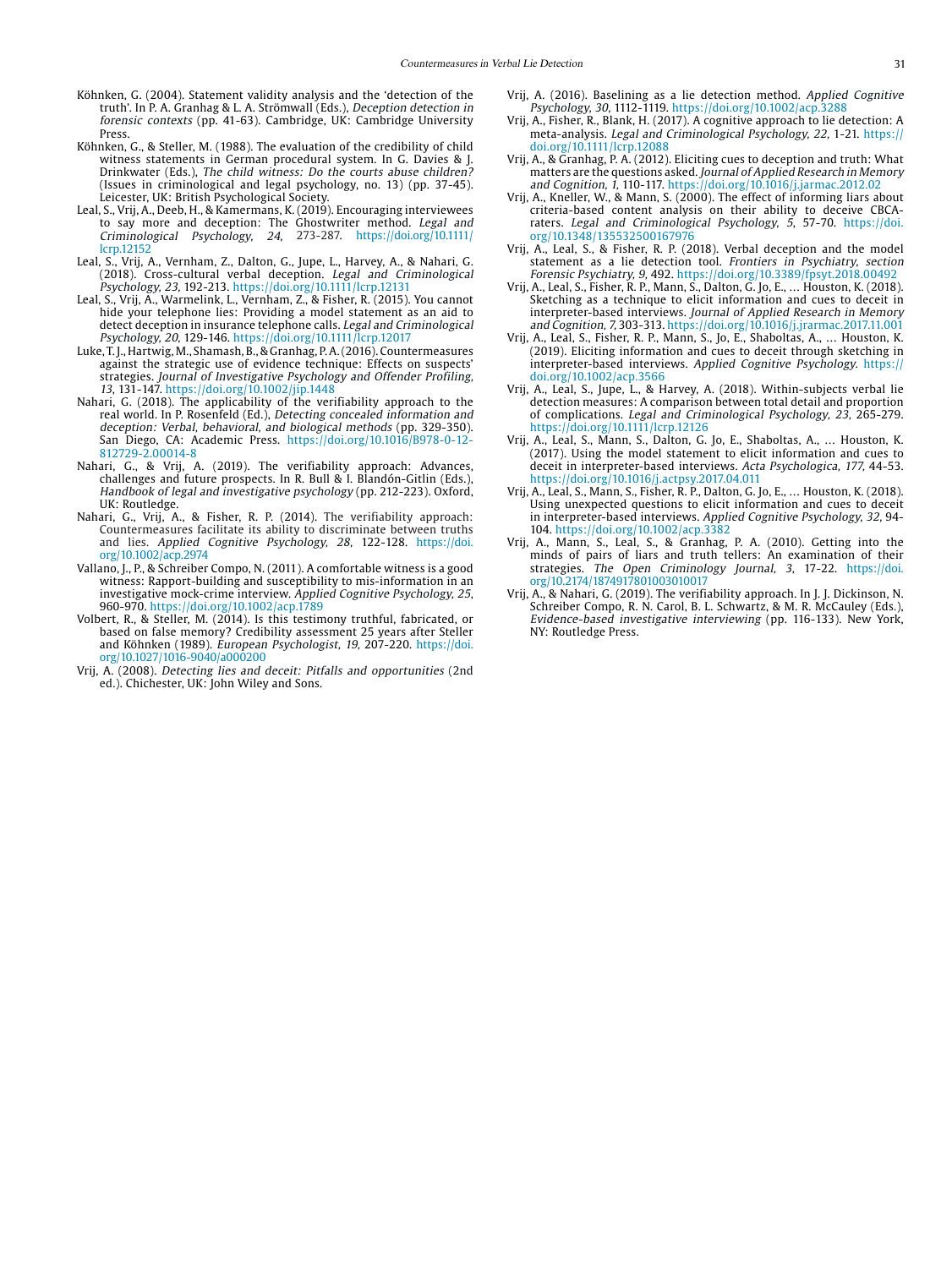Köhnken, G. (2004). Statement validity analysis and the 'detection of the truth'. In P. A. Granhag & L. A. Strömwall (Eds.), *Deception detection in forensic contexts* (pp. 41-63). Cambridge, UK: Cambridge University Press.

Köhnken, G., & Steller, M. (1988). The evaluation of the credibility of child witness statements in German procedural system. In G. Davies & J. Drinkwater (Eds.), *The child witness: Do the courts abuse children?* (Issues in criminological and legal psychology, no. 13) (pp. 37-45). Leicester, UK: British Psychological Society.

Leal, S., Vrij, A., Deeb, H., & Kamermans, K. (2019). Encouraging interviewees to say more and deception: The Ghostwriter method. *Legal and Criminological Psychology, 24,* 273-287. https://doi.org/10.1111/lcrp.12152

Leal, S., Vrij, A., Vernham, Z., Dalton, G., Jupe, L., Harvey, A., & Nahari, G. (2018). Cross-cultural verbal deception. *Legal and Criminological Psychology, 23,* 192-213. https://doi.org/10.1111/lcrp.12131

Leal, S., Vrij, A., Warmelink, L., Vernham, Z., & Fisher, R. (2015). You cannot hide your telephone lies: Providing a model statement as an aid to detect deception in insurance telephone calls. *Legal and Criminological Psychology, 20,* 129-146. https://doi.org/10.1111/lcrp.12017

Luke, T. J., Hartwig, M., Shamash, B., & Granhag, P. A. (2016). Countermeasures against the strategic use of evidence technique: Effects on suspects' strategies. *Journal of Investigative Psychology and Offender Profiling, 13,* 131-147. https://doi.org/10.1002/jip.1448

Nahari, G. (2018). The applicability of the verifiability approach to the real world. In P. Rosenfeld (Ed.), *Detecting concealed information and deception: Verbal, behavioral, and biological methods* (pp. 329-350). San Diego, CA: Academic Press. https://doi.org/10.1016/B978-0-12-812729-2.00014-8

Nahari, G., & Vrij, A. (2019). The verifiability approach: Advances, challenges and future prospects. In R. Bull & I. Blandón-Gitlin (Eds.), *Handbook of legal and investigative psychology* (pp. 212-223). Oxford, UK: Routledge.

Nahari, G., Vrij, A., & Fisher, R. P. (2014). The verifiability approach: Countermeasures facilitate its ability to discriminate between truths and lies. *Applied Cognitive Psychology, 28,* 122-128. https://doi.org/10.1002/acp.2974

Vallano, J., P., & Schreiber Compo, N. (2011). A comfortable witness is a good witness: Rapport-building and susceptibility to mis-information in an investigative mock-crime interview. *Applied Cognitive Psychology, 25,* 960-970. https://doi.org/10.1002/acp.1789

Volbert, R., & Steller, M. (2014). Is this testimony truthful, fabricated, or based on false memory? Credibility assessment 25 years after Steller and Köhnken (1989). *European Psychologist, 19,* 207-220. https://doi.org/10.1027/1016-9040/a000200

Vrij, A. (2008). *Detecting lies and deceit: Pitfalls and opportunities* (2nd ed.). Chichester, UK: John Wiley and Sons.

Vrij, A. (2016). Baselining as a lie detection method. *Applied Cognitive Psychology, 30,* 1112-1119. https://doi.org/10.1002/acp.3288

Vrij, A., Fisher, R., Blank, H. (2017). A cognitive approach to lie detection: A meta-analysis. *Legal and Criminological Psychology, 22,* 1-21. https://doi.org/10.1111/lcrp.12088

Vrij, A., & Granhag, P. A. (2012). Eliciting cues to deception and truth: What matters are the questions asked. *Journal of Applied Research in Memory and Cognition, 1,* 110-117. https://doi.org/10.1016/j.jarmac.2012.02

Vrij, A., Kneller, W., & Mann, S. (2000). The effect of informing liars about criteria-based content analysis on their ability to deceive CBCA-raters. *Legal and Criminological Psychology, 5,* 57-70. https://doi.org/10.1348/135532500167976

Vrij, A., Leal, S., & Fisher, R. P. (2018). Verbal deception and the model statement as a lie detection tool. *Frontiers in Psychiatry, section Forensic Psychiatry, 9,* 492. https://doi.org/10.3389/fpsyt.2018.00492

Vrij, A., Leal, S., Fisher, R. P., Mann, S., Dalton, G. Jo, E., ... Houston, K. (2018). Sketching as a technique to elicit information and cues to deceit in interpreter-based interviews. *Journal of Applied Research in Memory and Cognition, 7,* 303-313. https://doi.org/10.1016/j.jrarmac.2017.11.001

Vrij, A., Leal, S., Fisher, R. P., Mann, S., Jo, E., Shaboltas, A., ... Houston, K. (2019). Eliciting information and cues to deceit through sketching in interpreter-based interviews. *Applied Cognitive Psychology.* https://doi.org/10.1002/acp.3566

Vrij, A., Leal, S., Jupe, L., & Harvey, A. (2018). Within-subjects verbal lie detection measures: A comparison between total detail and proportion of complications. *Legal and Criminological Psychology, 23,* 265-279. https://doi.org/10.1111/lcrp.12126

Vrij, A., Leal, S., Mann, S., Dalton, G. Jo, E., Shaboltas, A., ... Houston, K. (2017). Using the model statement to elicit information and cues to deceit in interpreter-based interviews. *Acta Psychologica, 177,* 44-53. https://doi.org/10.1016/j.actpsy.2017.04.011

Vrij, A., Leal, S., Mann, S., Fisher, R. P., Dalton, G. Jo, E., ... Houston, K. (2018). Using unexpected questions to elicit information and cues to deceit in interpreter-based interviews. *Applied Cognitive Psychology, 32,* 94-104. https://doi.org/10.1002/acp.3382

Vrij, A., Mann, S., Leal, S., & Granhag, P. A. (2010). Getting into the minds of pairs of liars and truth tellers: An examination of their strategies. *The Open Criminology Journal, 3,* 17-22. https://doi.org/10.2174/1874917801003010017

Vrij, A., & Nahari, G. (2019). The verifiability approach. In J. J. Dickinson, N. Schreiber Compo, R. N. Carol, B. L. Schwartz, & M. R. McCauley (Eds.), *Evidence-based investigative interviewing* (pp. 116-133). New York, NY: Routledge Press.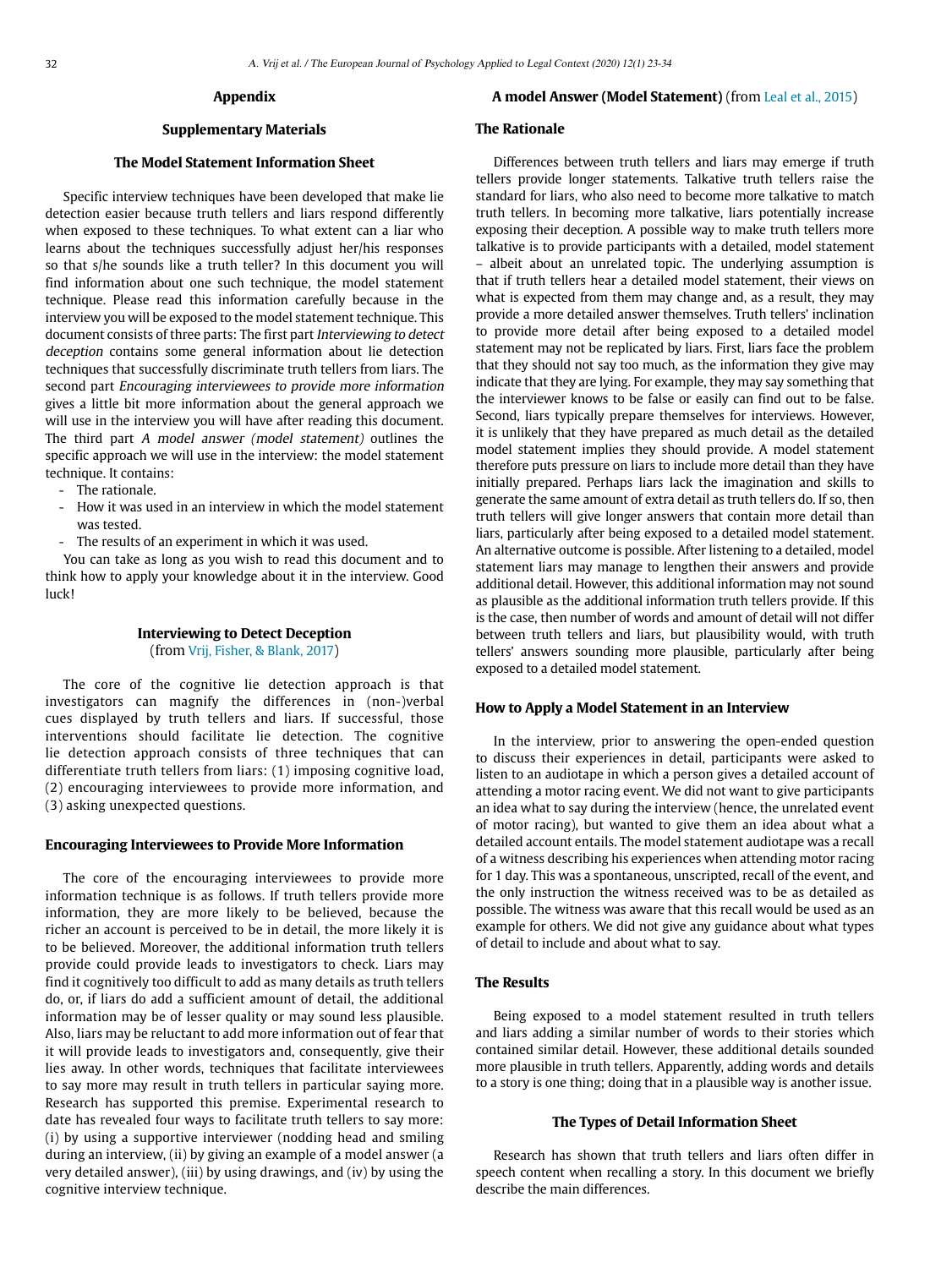## Appendix

### Supplementary Materials

### The Model Statement Information Sheet

Specific interview techniques have been developed that make lie detection easier because truth tellers and liars respond differently when exposed to these techniques. To what extent can a liar who learns about the techniques successfully adjust her/his responses so that s/he sounds like a truth teller? In this document you will find information about one such technique, the model statement technique. Please read this information carefully because in the interview you will be exposed to the model statement technique. This document consists of three parts: The first part *Interviewing to detect deception* contains some general information about lie detection techniques that successfully discriminate truth tellers from liars. The second part *Encouraging interviewees to provide more information* gives a little bit more information about the general approach we will use in the interview you will have after reading this document. The third part *A model answer (model statement)* outlines the specific approach we will use in the interview: the model statement technique. It contains:

- The rationale.
- How it was used in an interview in which the model statement was tested.
- The results of an experiment in which it was used.

You can take as long as you wish to read this document and to think how to apply your knowledge about it in the interview. Good luck!

### Interviewing to Detect Deception

(from Vrij, Fisher, & Blank, 2017)

The core of the cognitive lie detection approach is that investigators can magnify the differences in (non-)verbal cues displayed by truth tellers and liars. If successful, those interventions should facilitate lie detection. The cognitive lie detection approach consists of three techniques that can differentiate truth tellers from liars: (1) imposing cognitive load, (2) encouraging interviewees to provide more information, and (3) asking unexpected questions.

#### Encouraging Interviewees to Provide More Information

The core of the encouraging interviewees to provide more information technique is as follows. If truth tellers provide more information, they are more likely to be believed, because the richer an account is perceived to be in detail, the more likely it is to be believed. Moreover, the additional information truth tellers provide could provide leads to investigators to check. Liars may find it cognitively too difficult to add as many details as truth tellers do, or, if liars do add a sufficient amount of detail, the additional information may be of lesser quality or may sound less plausible. Also, liars may be reluctant to add more information out of fear that it will provide leads to investigators and, consequently, give their lies away. In other words, techniques that facilitate interviewees to say more may result in truth tellers in particular saying more. Research has supported this premise. Experimental research to date has revealed four ways to facilitate truth tellers to say more: (i) by using a supportive interviewer (nodding head and smiling during an interview, (ii) by giving an example of a model answer (a very detailed answer), (iii) by using drawings, and (iv) by using the cognitive interview technique.

### A model Answer (Model Statement) (from Leal et al., 2015)

#### The Rationale

Differences between truth tellers and liars may emerge if truth tellers provide longer statements. Talkative truth tellers raise the standard for liars, who also need to become more talkative to match truth tellers. In becoming more talkative, liars potentially increase exposing their deception. A possible way to make truth tellers more talkative is to provide participants with a detailed, model statement – albeit about an unrelated topic. The underlying assumption is that if truth tellers hear a detailed model statement, their views on what is expected from them may change and, as a result, they may provide a more detailed answer themselves. Truth tellers' inclination to provide more detail after being exposed to a detailed model statement may not be replicated by liars. First, liars face the problem that they should not say too much, as the information they give may indicate that they are lying. For example, they may say something that the interviewer knows to be false or easily can find out to be false. Second, liars typically prepare themselves for interviews. However, it is unlikely that they have prepared as much detail as the detailed model statement implies they should provide. A model statement therefore puts pressure on liars to include more detail than they have initially prepared. Perhaps liars lack the imagination and skills to generate the same amount of extra detail as truth tellers do. If so, then truth tellers will give longer answers that contain more detail than liars, particularly after being exposed to a detailed model statement. An alternative outcome is possible. After listening to a detailed, model statement liars may manage to lengthen their answers and provide additional detail. However, this additional information may not sound as plausible as the additional information truth tellers provide. If this is the case, then number of words and amount of detail will not differ between truth tellers and liars, but plausibility would, with truth tellers' answers sounding more plausible, particularly after being exposed to a detailed model statement.

#### How to Apply a Model Statement in an Interview

In the interview, prior to answering the open-ended question to discuss their experiences in detail, participants were asked to listen to an audiotape in which a person gives a detailed account of attending a motor racing event. We did not want to give participants an idea what to say during the interview (hence, the unrelated event of motor racing), but wanted to give them an idea about what a detailed account entails. The model statement audiotape was a recall of a witness describing his experiences when attending motor racing for 1 day. This was a spontaneous, unscripted, recall of the event, and the only instruction the witness received was to be as detailed as possible. The witness was aware that this recall would be used as an example for others. We did not give any guidance about what types of detail to include and about what to say.

#### The Results

Being exposed to a model statement resulted in truth tellers and liars adding a similar number of words to their stories which contained similar detail. However, these additional details sounded more plausible in truth tellers. Apparently, adding words and details to a story is one thing; doing that in a plausible way is another issue.

### The Types of Detail Information Sheet

Research has shown that truth tellers and liars often differ in speech content when recalling a story. In this document we briefly describe the main differences.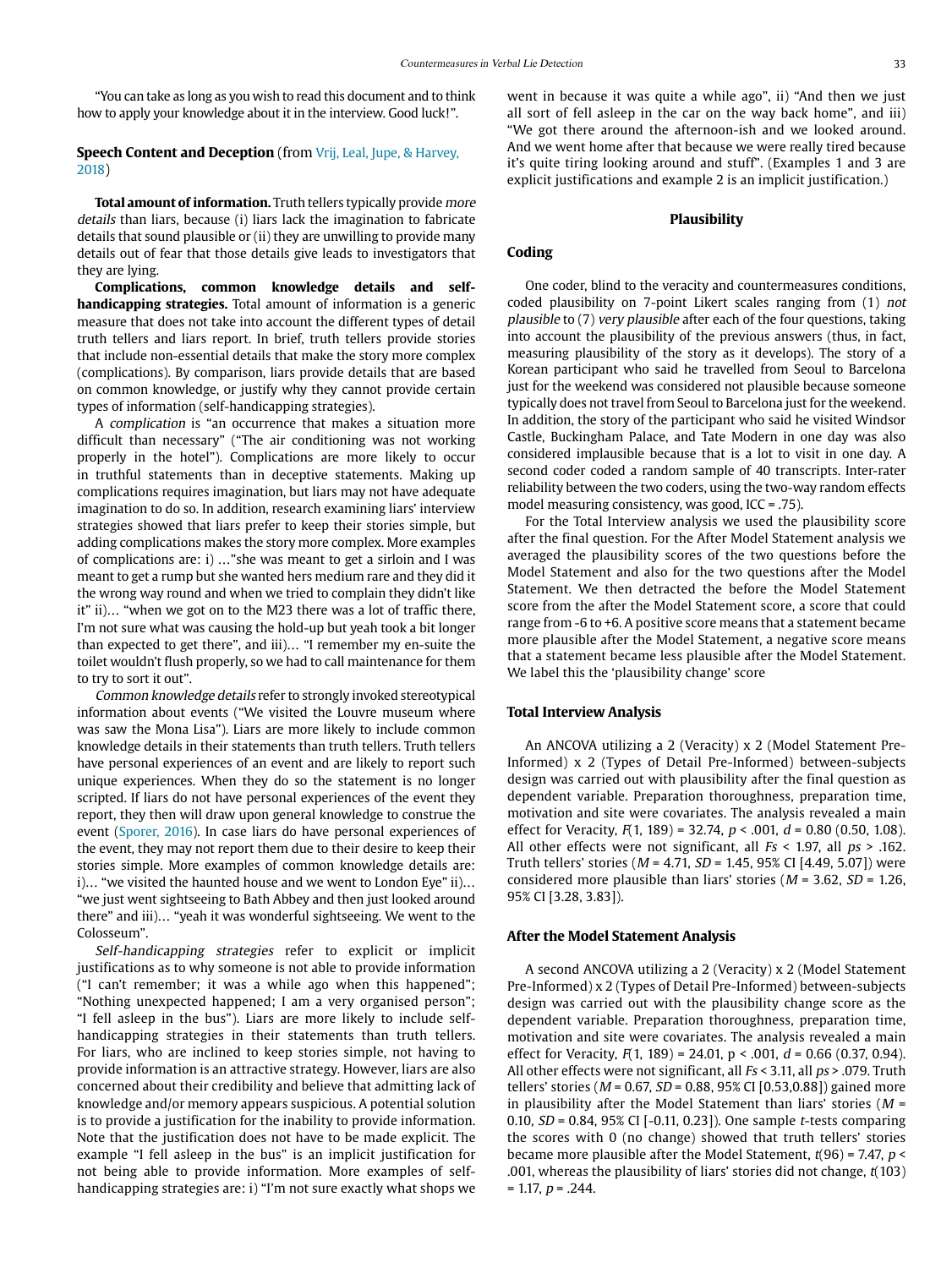"You can take as long as you wish to read this document and to think how to apply your knowledge about it in the interview. Good luck!".

**Speech Content and Deception** (from Vrij, Leal, Jupe, & Harvey, 2018)

**Total amount of information.** Truth tellers typically provide *more details* than liars, because (i) liars lack the imagination to fabricate details that sound plausible or (ii) they are unwilling to provide many details out of fear that those details give leads to investigators that they are lying.

**Complications, common knowledge details and self-handicapping strategies.** Total amount of information is a generic measure that does not take into account the different types of detail truth tellers and liars report. In brief, truth tellers provide stories that include non-essential details that make the story more complex (complications). By comparison, liars provide details that are based on common knowledge, or justify why they cannot provide certain types of information (self-handicapping strategies).

A *complication* is "an occurrence that makes a situation more difficult than necessary" ("The air conditioning was not working properly in the hotel"). Complications are more likely to occur in truthful statements than in deceptive statements. Making up complications requires imagination, but liars may not have adequate imagination to do so. In addition, research examining liars' interview strategies showed that liars prefer to keep their stories simple, but adding complications makes the story more complex. More examples of complications are: i) …"she was meant to get a sirloin and I was meant to get a rump but she wanted hers medium rare and they did it the wrong way round and when we tried to complain they didn't like it" ii)… "when we got on to the M23 there was a lot of traffic there, I'm not sure what was causing the hold-up but yeah took a bit longer than expected to get there", and iii)… "I remember my en-suite the toilet wouldn't flush properly, so we had to call maintenance for them to try to sort it out".

*Common knowledge details* refer to strongly invoked stereotypical information about events ("We visited the Louvre museum where was saw the Mona Lisa"). Liars are more likely to include common knowledge details in their statements than truth tellers. Truth tellers have personal experiences of an event and are likely to report such unique experiences. When they do so the statement is no longer scripted. If liars do not have personal experiences of the event they report, they then will draw upon general knowledge to construe the event (Sporer, 2016). In case liars do have personal experiences of the event, they may not report them due to their desire to keep their stories simple. More examples of common knowledge details are: i)… "we visited the haunted house and we went to London Eye" ii)… "we just went sightseeing to Bath Abbey and then just looked around there" and iii)… "yeah it was wonderful sightseeing. We went to the Colosseum".

*Self-handicapping strategies* refer to explicit or implicit justifications as to why someone is not able to provide information ("I can't remember; it was a while ago when this happened"; "Nothing unexpected happened; I am a very organised person"; "I fell asleep in the bus"). Liars are more likely to include self-handicapping strategies in their statements than truth tellers. For liars, who are inclined to keep stories simple, not having to provide information is an attractive strategy. However, liars are also concerned about their credibility and believe that admitting lack of knowledge and/or memory appears suspicious. A potential solution is to provide a justification for the inability to provide information. Note that the justification does not have to be made explicit. The example "I fell asleep in the bus" is an implicit justification for not being able to provide information. More examples of self-handicapping strategies are: i) "I'm not sure exactly what shops we went in because it was quite a while ago", ii) "And then we just all sort of fell asleep in the car on the way back home", and iii) "We got there around the afternoon-ish and we looked around. And we went home after that because we were really tired because it's quite tiring looking around and stuff". (Examples 1 and 3 are explicit justifications and example 2 is an implicit justification.)

## Plausibility

### Coding

One coder, blind to the veracity and countermeasures conditions, coded plausibility on 7-point Likert scales ranging from (1) *not plausible* to (7) *very plausible* after each of the four questions, taking into account the plausibility of the previous answers (thus, in fact, measuring plausibility of the story as it develops). The story of a Korean participant who said he travelled from Seoul to Barcelona just for the weekend was considered not plausible because someone typically does not travel from Seoul to Barcelona just for the weekend. In addition, the story of the participant who said he visited Windsor Castle, Buckingham Palace, and Tate Modern in one day was also considered implausible because that is a lot to visit in one day. A second coder coded a random sample of 40 transcripts. Inter-rater reliability between the two coders, using the two-way random effects model measuring consistency, was good, ICC = .75).

For the Total Interview analysis we used the plausibility score after the final question. For the After Model Statement analysis we averaged the plausibility scores of the two questions before the Model Statement and also for the two questions after the Model Statement. We then detracted the before the Model Statement score from the after the Model Statement score, a score that could range from -6 to +6. A positive score means that a statement became more plausible after the Model Statement, a negative score means that a statement became less plausible after the Model Statement. We label this the 'plausibility change' score

### Total Interview Analysis

An ANCOVA utilizing a 2 (Veracity) x 2 (Model Statement Pre-Informed) x 2 (Types of Detail Pre-Informed) between-subjects design was carried out with plausibility after the final question as dependent variable. Preparation thoroughness, preparation time, motivation and site were covariates. The analysis revealed a main effect for Veracity, $F(1, 189) = 32.74$, $p < .001$, $d = 0.80$ (0.50, 1.08). All other effects were not significant, all $Fs < 1.97$, all $ps > .162$. Truth tellers' stories ($M = 4.71$, $SD = 1.45$, 95% CI [4.49, 5.07]) were considered more plausible than liars' stories ($M = 3.62$, $SD = 1.26$, 95% CI [3.28, 3.83]).

### After the Model Statement Analysis

A second ANCOVA utilizing a 2 (Veracity) x 2 (Model Statement Pre-Informed) x 2 (Types of Detail Pre-Informed) between-subjects design was carried out with the plausibility change score as the dependent variable. Preparation thoroughness, preparation time, motivation and site were covariates. The analysis revealed a main effect for Veracity, $F(1, 189) = 24.01$, $p < .001$, $d = 0.66$ (0.37, 0.94). All other effects were not significant, all $Fs < 3.11$, all $ps > .079$. Truth tellers' stories ($M = 0.67$, $SD = 0.88$, 95% CI [0.53,0.88]) gained more in plausibility after the Model Statement than liars' stories ($M = 0.10$, $SD = 0.84$, 95% CI [-0.11, 0.23]). One sample *t*-tests comparing the scores with 0 (no change) showed that truth tellers' stories became more plausible after the Model Statement, $t(96) = 7.47$, $p < .001$, whereas the plausibility of liars' stories did not change, $t(103) = 1.17$, $p = .244$.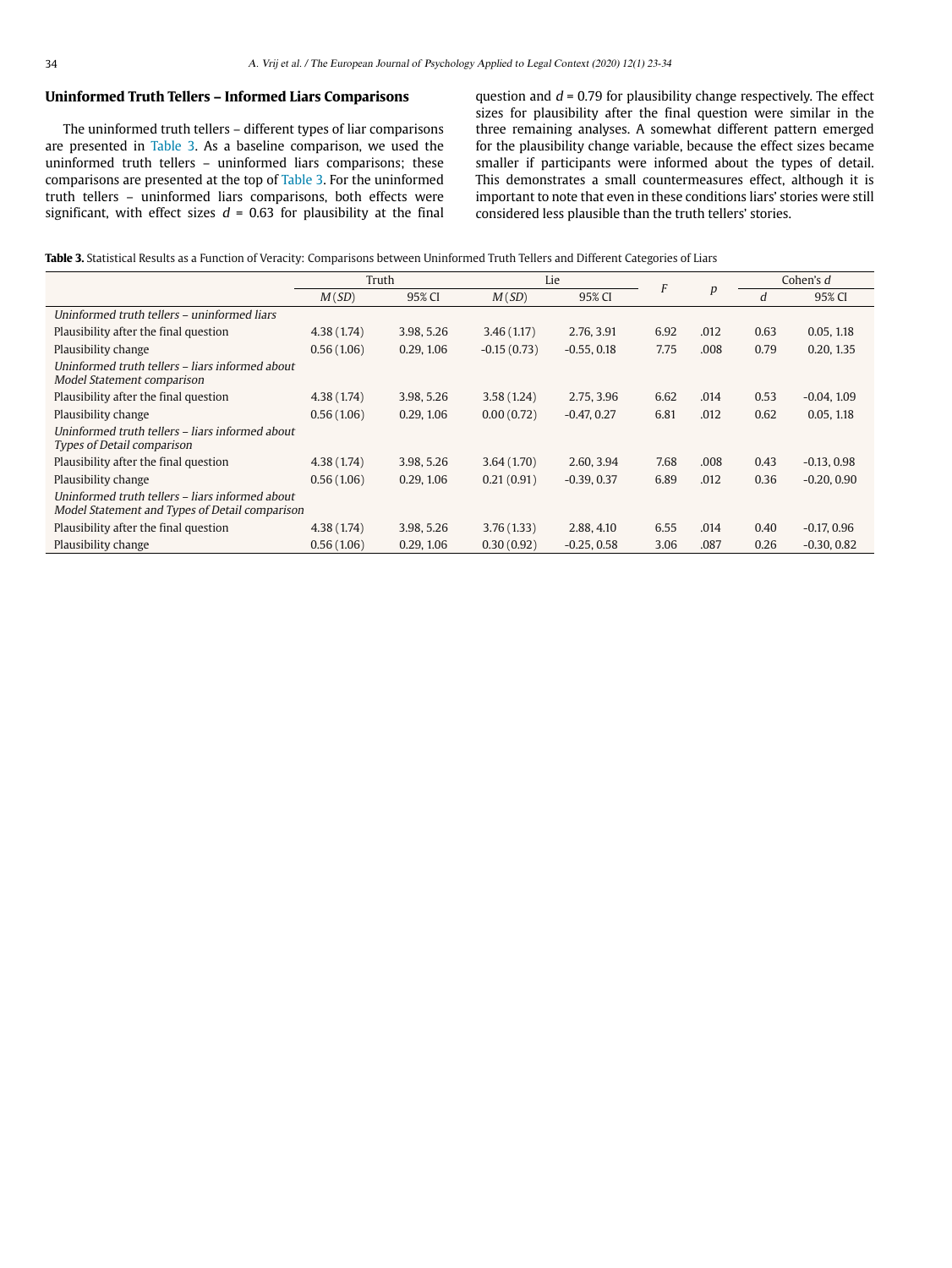## Uninformed Truth Tellers – Informed Liars Comparisons

The uninformed truth tellers – different types of liar comparisons are presented in Table 3. As a baseline comparison, we used the uninformed truth tellers – uninformed liars comparisons; these comparisons are presented at the top of Table 3. For the uninformed truth tellers – uninformed liars comparisons, both effects were significant, with effect sizes $d$ = 0.63 for plausibility at the final question and $d$ = 0.79 for plausibility change respectively. The effect sizes for plausibility after the final question were similar in the three remaining analyses. A somewhat different pattern emerged for the plausibility change variable, because the effect sizes became smaller if participants were informed about the types of detail. This demonstrates a small countermeasures effect, although it is important to note that even in these conditions liars' stories were still considered less plausible than the truth tellers' stories.

**Table 3.** Statistical Results as a Function of Veracity: Comparisons between Uninformed Truth Tellers and Different Categories of Liars

| | Truth | | Lie | | $F$ | $p$ | Cohen's $d$ | |
|---|---|---|---|---|---|---|---|---|
| | $M$ ($SD$) | 95% CI | $M$ ($SD$) | 95% CI | | | $d$ | 95% CI |
| *Uninformed truth tellers – uninformed liars* | | | | | | | | |
| Plausibility after the final question | 4.38 (1.74) | 3.98, 5.26 | 3.46 (1.17) | 2.76, 3.91 | 6.92 | .012 | 0.63 | 0.05, 1.18 |
| Plausibility change | 0.56 (1.06) | 0.29, 1.06 | -0.15 (0.73) | -0.55, 0.18 | 7.75 | .008 | 0.79 | 0.20, 1.35 |
| *Uninformed truth tellers – liars informed about Model Statement comparison* | | | | | | | | |
| Plausibility after the final question | 4.38 (1.74) | 3.98, 5.26 | 3.58 (1.24) | 2.75, 3.96 | 6.62 | .014 | 0.53 | -0.04, 1.09 |
| Plausibility change | 0.56 (1.06) | 0.29, 1.06 | 0.00 (0.72) | -0.47, 0.27 | 6.81 | .012 | 0.62 | 0.05, 1.18 |
| *Uninformed truth tellers – liars informed about Types of Detail comparison* | | | | | | | | |
| Plausibility after the final question | 4.38 (1.74) | 3.98, 5.26 | 3.64 (1.70) | 2.60, 3.94 | 7.68 | .008 | 0.43 | -0.13, 0.98 |
| Plausibility change | 0.56 (1.06) | 0.29, 1.06 | 0.21 (0.91) | -0.39, 0.37 | 6.89 | .012 | 0.36 | -0.20, 0.90 |
| *Uninformed truth tellers – liars informed about Model Statement and Types of Detail comparison* | | | | | | | | |
| Plausibility after the final question | 4.38 (1.74) | 3.98, 5.26 | 3.76 (1.33) | 2.88, 4.10 | 6.55 | .014 | 0.40 | -0.17, 0.96 |
| Plausibility change | 0.56 (1.06) | 0.29, 1.06 | 0.30 (0.92) | -0.25, 0.58 | 3.06 | .087 | 0.26 | -0.30, 0.82 |